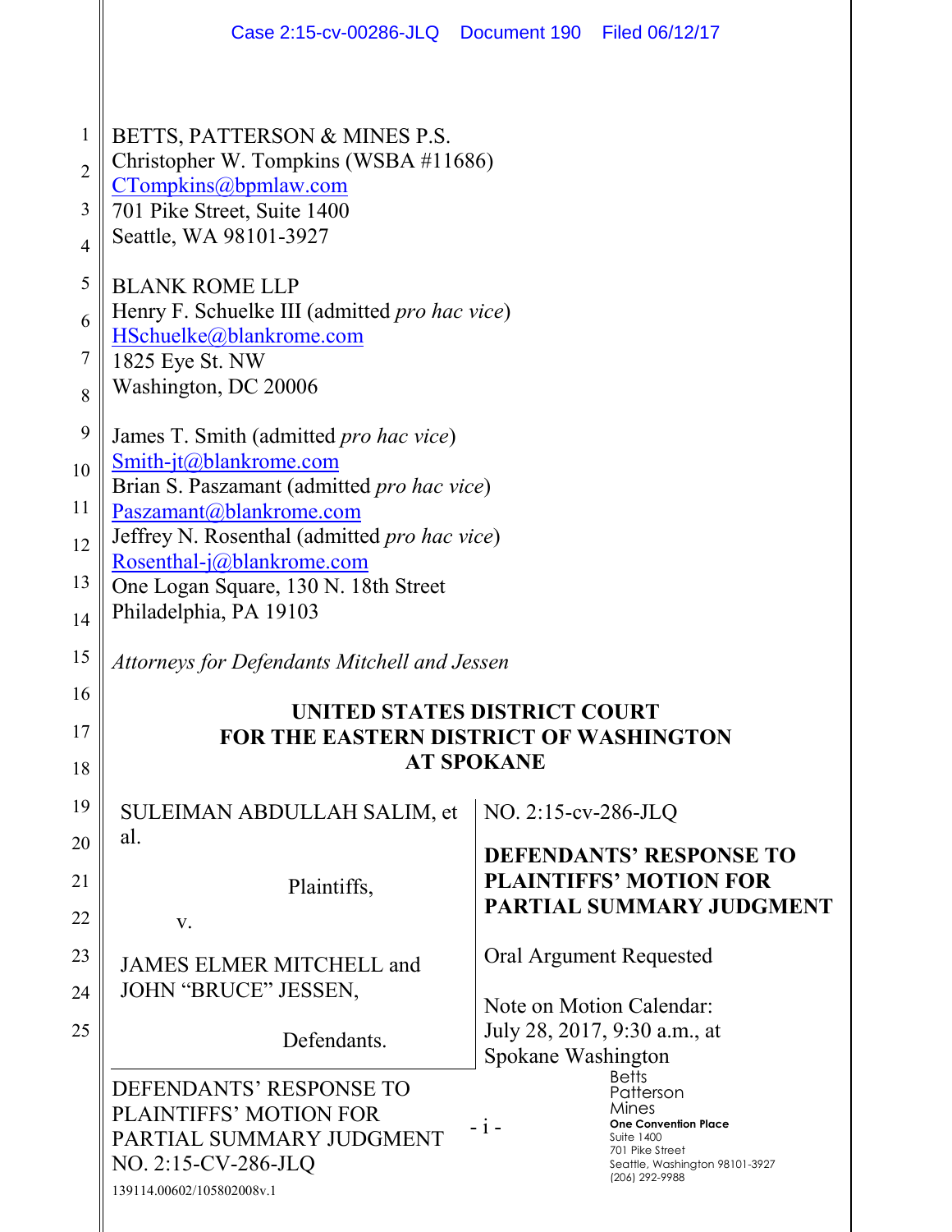BETTS, PATTERSON & MINES P.S.
Christopher W. Tompkins (WSBA #11686)
CTompkins@bpmlaw.com
701 Pike Street, Suite 1400
Seattle, WA 98101-3927

BLANK ROME LLP
Henry F. Schuelke III (admitted *pro hac vice*)
HSchuelke@blankrome.com
1825 Eye St. NW
Washington, DC 20006

James T. Smith (admitted *pro hac vice*)
Smith-jt@blankrome.com
Brian S. Paszamant (admitted *pro hac vice*)
Paszamant@blankrome.com
Jeffrey N. Rosenthal (admitted *pro hac vice*)
Rosenthal-j@blankrome.com
One Logan Square, 130 N. 18th Street
Philadelphia, PA 19103

*Attorneys for Defendants Mitchell and Jessen*

**UNITED STATES DISTRICT COURT**
**FOR THE EASTERN DISTRICT OF WASHINGTON**
**AT SPOKANE**

| | |
|---|---|
| SULEIMAN ABDULLAH SALIM, et al.<br><br>Plaintiffs,<br><br>v.<br><br>JAMES ELMER MITCHELL and JOHN "BRUCE" JESSEN,<br><br>Defendants. | NO. 2:15-cv-286-JLQ<br><br>**DEFENDANTS' RESPONSE TO PLAINTIFFS' MOTION FOR PARTIAL SUMMARY JUDGMENT**<br><br>Oral Argument Requested<br><br>Note on Motion Calendar:<br>July 28, 2017, 9:30 a.m., at Spokane Washington |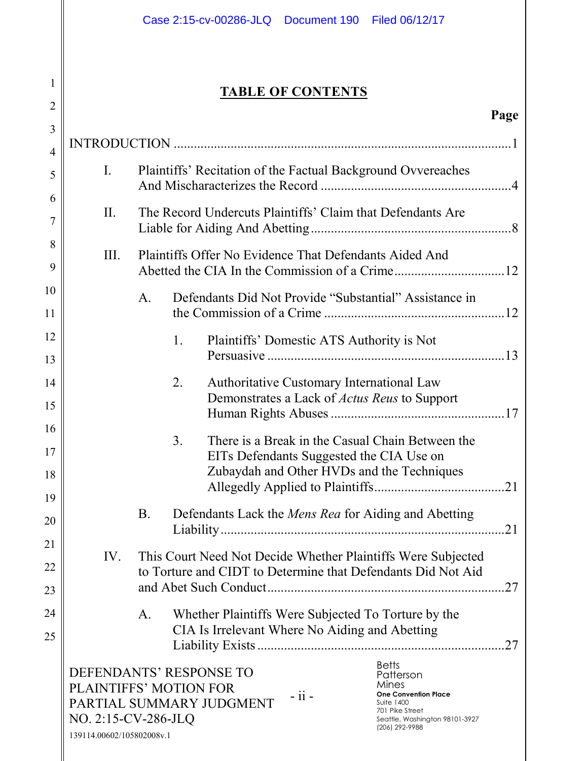## TABLE OF CONTENTS

**Page**

INTRODUCTION ....................................................................................................1

I. Plaintiffs' Recitation of the Factual Background Ovvereaches And Mischaracterizes the Record ........................................................4

II. The Record Undercuts Plaintiffs' Claim that Defendants Are Liable for Aiding And Abetting ............................................................8

III. Plaintiffs Offer No Evidence That Defendants Aided And Abetted the CIA In the Commission of a Crime.................................12

   A. Defendants Did Not Provide "Substantial" Assistance in the Commission of a Crime .....................................................12

      1. Plaintiffs' Domestic ATS Authority is Not Persuasive ......................................................................13

      2. Authoritative Customary International Law Demonstrates a Lack of *Actus Reus* to Support Human Rights Abuses ....................................................17

      3. There is a Break in the Casual Chain Between the EITs Defendants Suggested the CIA Use on Zubaydah and Other HVDs and the Techniques Allegedly Applied to Plaintiffs.......................................21

   B. Defendants Lack the *Mens Rea* for Aiding and Abetting Liability.....................................................................................21

IV. This Court Need Not Decide Whether Plaintiffs Were Subjected to Torture and CIDT to Determine that Defendants Did Not Aid and Abet Such Conduct......................................................................27

   A. Whether Plaintiffs Were Subjected To Torture by the CIA Is Irrelevant Where No Aiding and Abetting Liability Exists .........................................................................27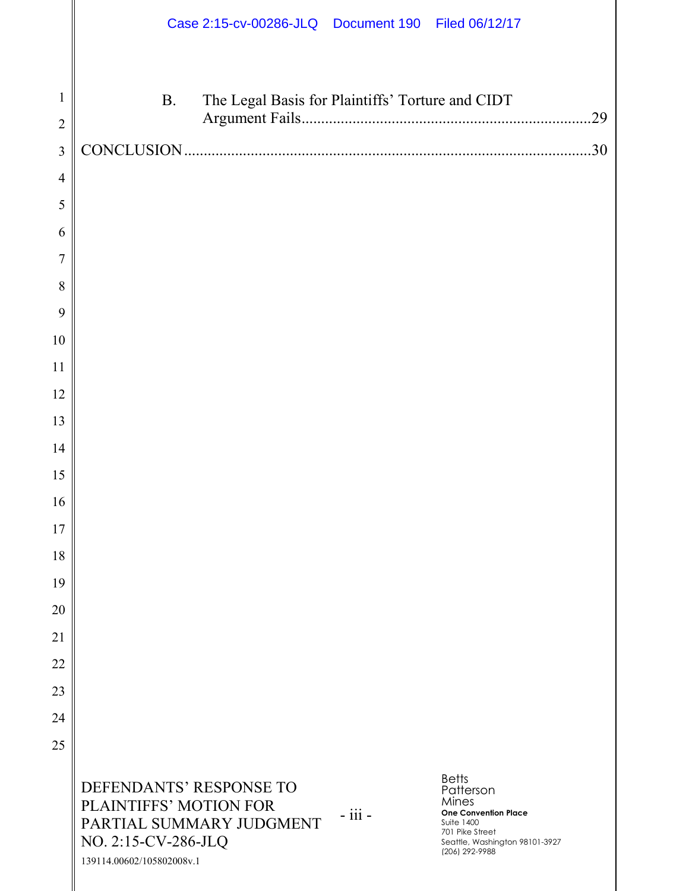B. The Legal Basis for Plaintiffs' Torture and CIDT Argument Fails.........................................................................29

CONCLUSION.....................................................................................................30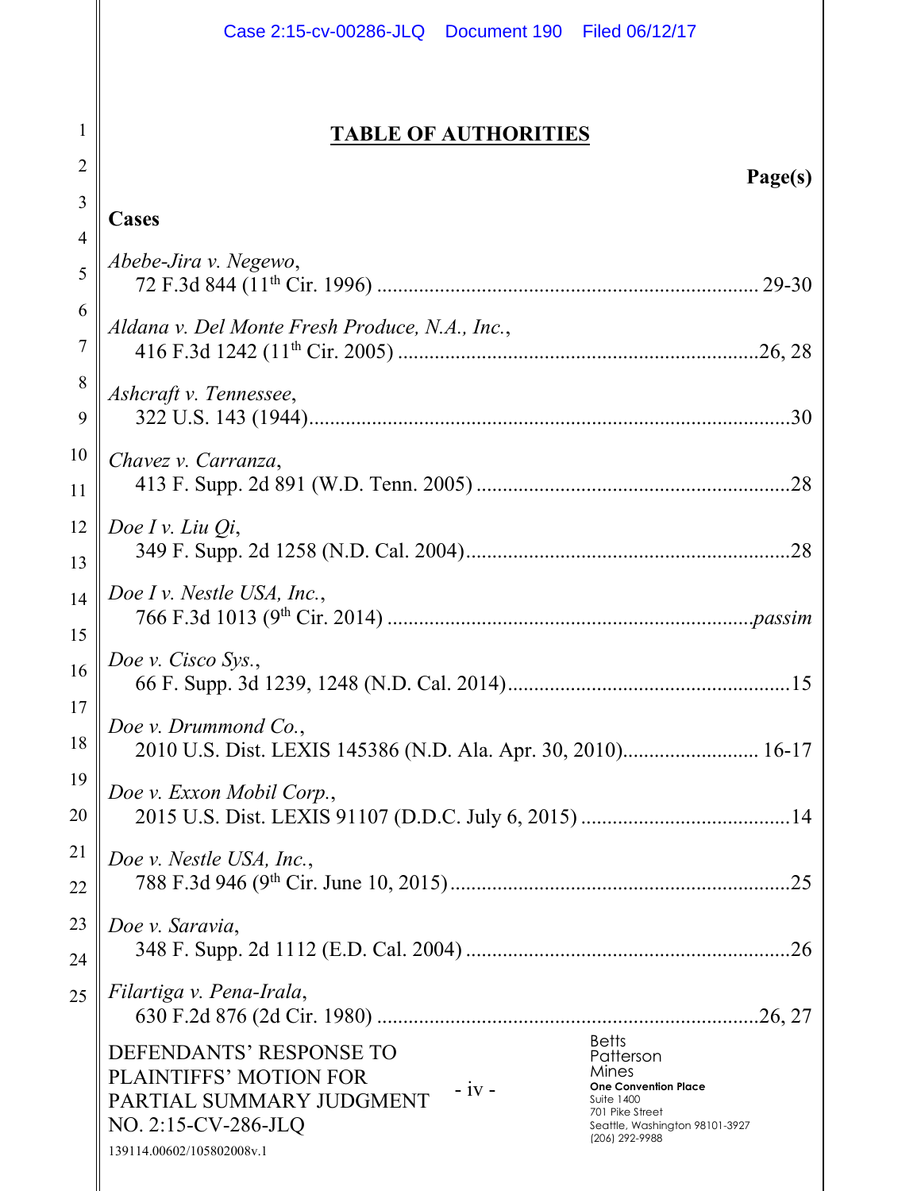## TABLE OF AUTHORITIES

**Page(s)**

**Cases**

*Abebe-Jira v. Negewo*,
72 F.3d 844 (11th Cir. 1996) .......................................................................... 29-30

*Aldana v. Del Monte Fresh Produce, N.A., Inc.*,
416 F.3d 1242 (11th Cir. 2005) ....................................................................26, 28

*Ashcraft v. Tennessee*,
322 U.S. 143 (1944)...........................................................................................30

*Chavez v. Carranza*,
413 F. Supp. 2d 891 (W.D. Tenn. 2005) ............................................................28

*Doe I v. Liu Qi*,
349 F. Supp. 2d 1258 (N.D. Cal. 2004)..............................................................28

*Doe I v. Nestle USA, Inc.*,
766 F.3d 1013 (9th Cir. 2014) ....................................................................*passim*

*Doe v. Cisco Sys.*,
66 F. Supp. 3d 1239, 1248 (N.D. Cal. 2014)......................................................15

*Doe v. Drummond Co.*,
2010 U.S. Dist. LEXIS 145386 (N.D. Ala. Apr. 30, 2010).......................... 16-17

*Doe v. Exxon Mobil Corp.*,
2015 U.S. Dist. LEXIS 91107 (D.D.C. July 6, 2015) ........................................14

*Doe v. Nestle USA, Inc.*,
788 F.3d 946 (9th Cir. June 10, 2015)................................................................25

*Doe v. Saravia*,
348 F. Supp. 2d 1112 (E.D. Cal. 2004) .............................................................26

*Filartiga v. Pena-Irala*,
630 F.2d 876 (2d Cir. 1980) ........................................................................26, 27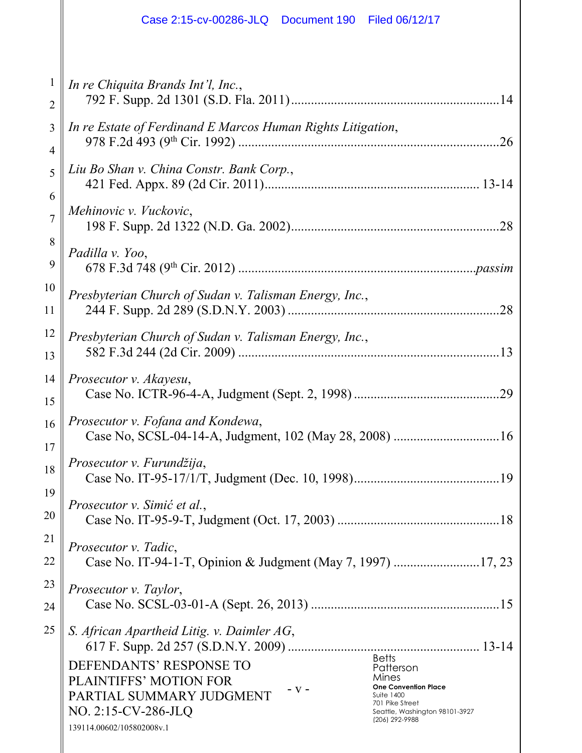*In re Chiquita Brands Int'l, Inc.*,
792 F. Supp. 2d 1301 (S.D. Fla. 2011)..............................................................14

*In re Estate of Ferdinand E Marcos Human Rights Litigation*,
978 F.2d 493 (9th Cir. 1992) ..............................................................................26

*Liu Bo Shan v. China Constr. Bank Corp.*,
421 Fed. Appx. 89 (2d Cir. 2011)................................................................ 13-14

*Mehinovic v. Vuckovic*,
198 F. Supp. 2d 1322 (N.D. Ga. 2002)..............................................................28

*Padilla v. Yoo*,
678 F.3d 748 (9th Cir. 2012) .......................................................................*passim*

*Presbyterian Church of Sudan v. Talisman Energy, Inc.*,
244 F. Supp. 2d 289 (S.D.N.Y. 2003) ...............................................................28

*Presbyterian Church of Sudan v. Talisman Energy, Inc.*,
582 F.3d 244 (2d Cir. 2009) ..............................................................................13

*Prosecutor v. Akayesu*,
Case No. ICTR-96-4-A, Judgment (Sept. 2, 1998) ............................................29

*Prosecutor v. Fofana and Kondewa*,
Case No, SCSL-04-14-A, Judgment, 102 (May 28, 2008) ................................16

*Prosecutor v. Furundžija*,
Case No. IT-95-17/1/T, Judgment (Dec. 10, 1998)............................................19

*Prosecutor v. Simić et al.*,
Case No. IT-95-9-T, Judgment (Oct. 17, 2003) ................................................18

*Prosecutor v. Tadic*,
Case No. IT-94-1-T, Opinion & Judgment (May 7, 1997) .........................17, 23

*Prosecutor v. Taylor*,
Case No. SCSL-03-01-A (Sept. 26, 2013) ........................................................15

*S. African Apartheid Litig. v. Daimler AG*,
617 F. Supp. 2d 257 (S.D.N.Y. 2009) ........................................................ 13-14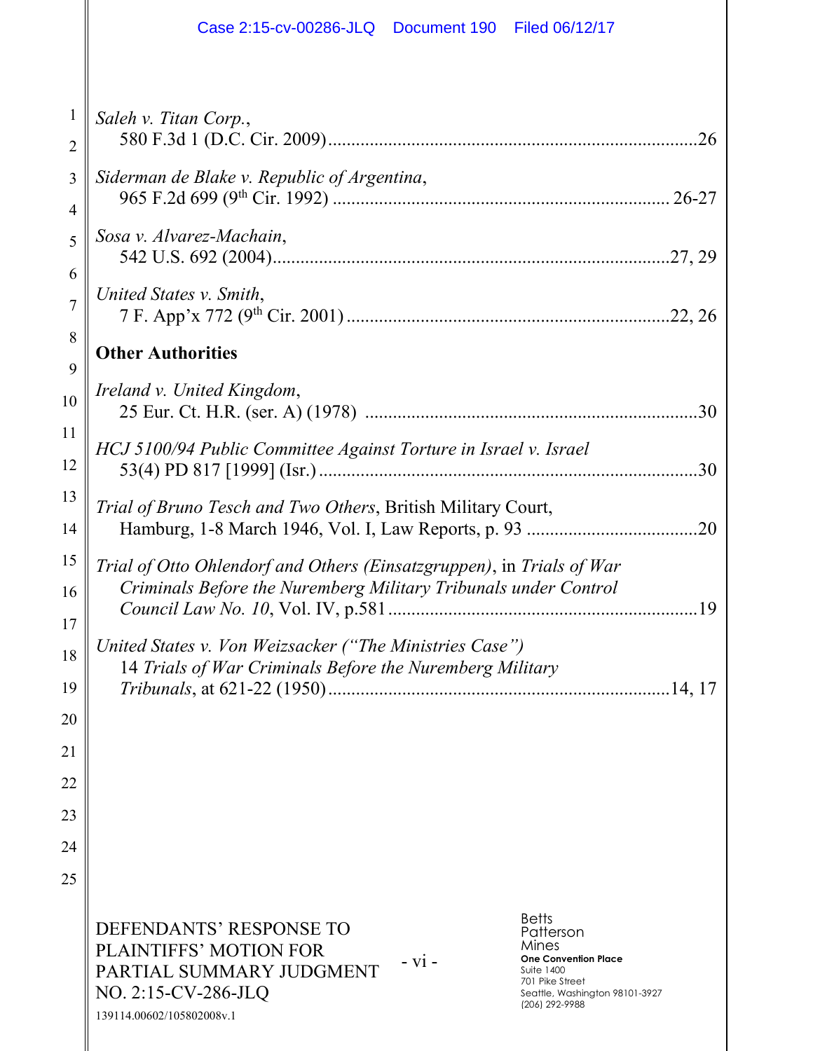*Saleh v. Titan Corp.*,
580 F.3d 1 (D.C. Cir. 2009) ............................................................................26

*Siderman de Blake v. Republic of Argentina*,
965 F.2d 699 (9th Cir. 1992) ........................................................................ 26-27

*Sosa v. Alvarez-Machain*,
542 U.S. 692 (2004).....................................................................................27, 29

*United States v. Smith*,
7 F. App'x 772 (9th Cir. 2001) .....................................................................22, 26

**Other Authorities**

*Ireland v. United Kingdom*,
25 Eur. Ct. H.R. (ser. A) (1978) .......................................................................30

*HCJ 5100/94 Public Committee Against Torture in Israel v. Israel*
53(4) PD 817 [1999] (Isr.) .................................................................................30

*Trial of Bruno Tesch and Two Others*, British Military Court,
Hamburg, 1-8 March 1946, Vol. I, Law Reports, p. 93 .....................................20

*Trial of Otto Ohlendorf and Others (Einsatzgruppen)*, in *Trials of War Criminals Before the Nuremberg Military Tribunals under Control Council Law No. 10*, Vol. IV, p.581 ..................................................................19

*United States v. Von Weizsacker ("The Ministries Case")*
14 *Trials of War Criminals Before the Nuremberg Military Tribunals*, at 621-22 (1950) .........................................................................14, 17

DEFENDANTS' RESPONSE TO PLAINTIFFS' MOTION FOR PARTIAL SUMMARY JUDGMENT
NO. 2:15-CV-286-JLQ

139114.00602/105802008v.1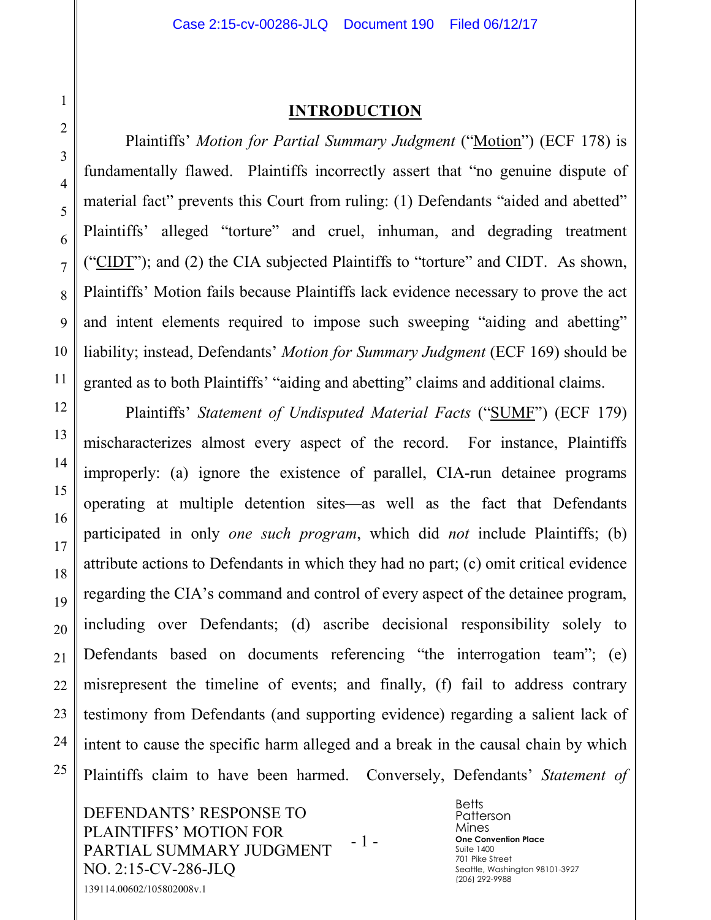## INTRODUCTION

Plaintiffs' *Motion for Partial Summary Judgment* ("Motion") (ECF 178) is fundamentally flawed. Plaintiffs incorrectly assert that "no genuine dispute of material fact" prevents this Court from ruling: (1) Defendants "aided and abetted" Plaintiffs' alleged "torture" and cruel, inhuman, and degrading treatment ("CIDT"); and (2) the CIA subjected Plaintiffs to "torture" and CIDT. As shown, Plaintiffs' Motion fails because Plaintiffs lack evidence necessary to prove the act and intent elements required to impose such sweeping "aiding and abetting" liability; instead, Defendants' *Motion for Summary Judgment* (ECF 169) should be granted as to both Plaintiffs' "aiding and abetting" claims and additional claims.

Plaintiffs' *Statement of Undisputed Material Facts* ("SUMF") (ECF 179) mischaracterizes almost every aspect of the record. For instance, Plaintiffs improperly: (a) ignore the existence of parallel, CIA-run detainee programs operating at multiple detention sites—as well as the fact that Defendants participated in only *one such program*, which did *not* include Plaintiffs; (b) attribute actions to Defendants in which they had no part; (c) omit critical evidence regarding the CIA's command and control of every aspect of the detainee program, including over Defendants; (d) ascribe decisional responsibility solely to Defendants based on documents referencing "the interrogation team"; (e) misrepresent the timeline of events; and finally, (f) fail to address contrary testimony from Defendants (and supporting evidence) regarding a salient lack of intent to cause the specific harm alleged and a break in the causal chain by which Plaintiffs claim to have been harmed. Conversely, Defendants' *Statement of*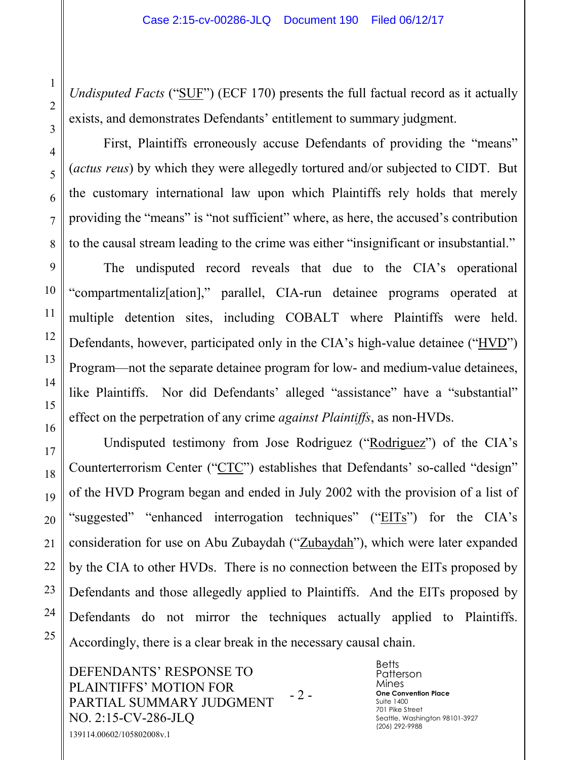*Undisputed Facts* ("SUF") (ECF 170) presents the full factual record as it actually exists, and demonstrates Defendants' entitlement to summary judgment.

First, Plaintiffs erroneously accuse Defendants of providing the "means" (*actus reus*) by which they were allegedly tortured and/or subjected to CIDT. But the customary international law upon which Plaintiffs rely holds that merely providing the "means" is "not sufficient" where, as here, the accused's contribution to the causal stream leading to the crime was either "insignificant or insubstantial."

The undisputed record reveals that due to the CIA's operational "compartmentaliz[ation]," parallel, CIA-run detainee programs operated at multiple detention sites, including COBALT where Plaintiffs were held. Defendants, however, participated only in the CIA's high-value detainee ("HVD") Program—not the separate detainee program for low- and medium-value detainees, like Plaintiffs. Nor did Defendants' alleged "assistance" have a "substantial" effect on the perpetration of any crime *against Plaintiffs*, as non-HVDs.

Undisputed testimony from Jose Rodriguez ("Rodriguez") of the CIA's Counterterrorism Center ("CTC") establishes that Defendants' so-called "design" of the HVD Program began and ended in July 2002 with the provision of a list of "suggested" "enhanced interrogation techniques" ("EITs") for the CIA's consideration for use on Abu Zubaydah ("Zubaydah"), which were later expanded by the CIA to other HVDs. There is no connection between the EITs proposed by Defendants and those allegedly applied to Plaintiffs. And the EITs proposed by Defendants do not mirror the techniques actually applied to Plaintiffs. Accordingly, there is a clear break in the necessary causal chain.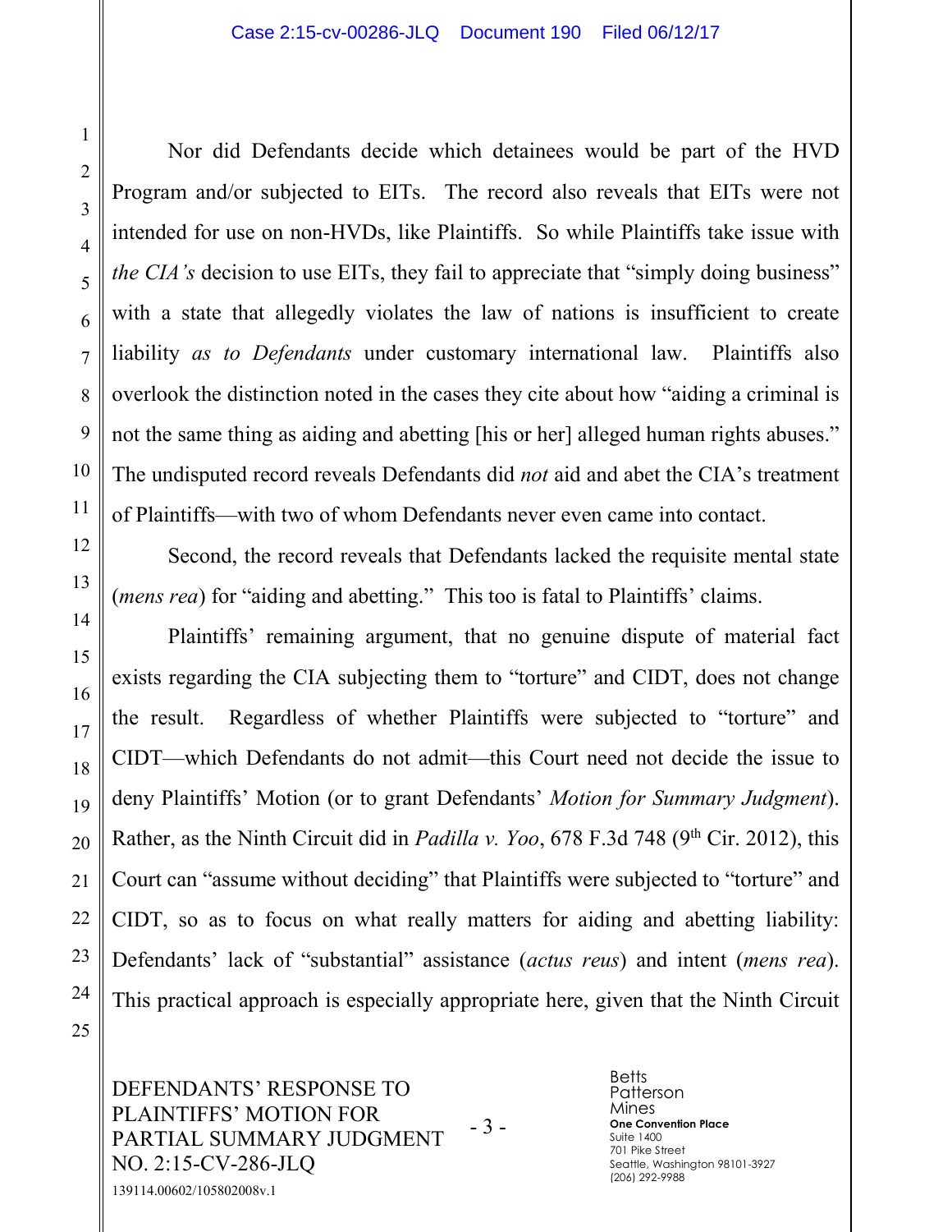Nor did Defendants decide which detainees would be part of the HVD Program and/or subjected to EITs. The record also reveals that EITs were not intended for use on non-HVDs, like Plaintiffs. So while Plaintiffs take issue with *the CIA's* decision to use EITs, they fail to appreciate that "simply doing business" with a state that allegedly violates the law of nations is insufficient to create liability *as to Defendants* under customary international law. Plaintiffs also overlook the distinction noted in the cases they cite about how "aiding a criminal is not the same thing as aiding and abetting [his or her] alleged human rights abuses." The undisputed record reveals Defendants did *not* aid and abet the CIA's treatment of Plaintiffs—with two of whom Defendants never even came into contact.

Second, the record reveals that Defendants lacked the requisite mental state (*mens rea*) for "aiding and abetting." This too is fatal to Plaintiffs' claims.

Plaintiffs' remaining argument, that no genuine dispute of material fact exists regarding the CIA subjecting them to "torture" and CIDT, does not change the result. Regardless of whether Plaintiffs were subjected to "torture" and CIDT—which Defendants do not admit—this Court need not decide the issue to deny Plaintiffs' Motion (or to grant Defendants' *Motion for Summary Judgment*). Rather, as the Ninth Circuit did in *Padilla v. Yoo*, 678 F.3d 748 (9th Cir. 2012), this Court can "assume without deciding" that Plaintiffs were subjected to "torture" and CIDT, so as to focus on what really matters for aiding and abetting liability: Defendants' lack of "substantial" assistance (*actus reus*) and intent (*mens rea*). This practical approach is especially appropriate here, given that the Ninth Circuit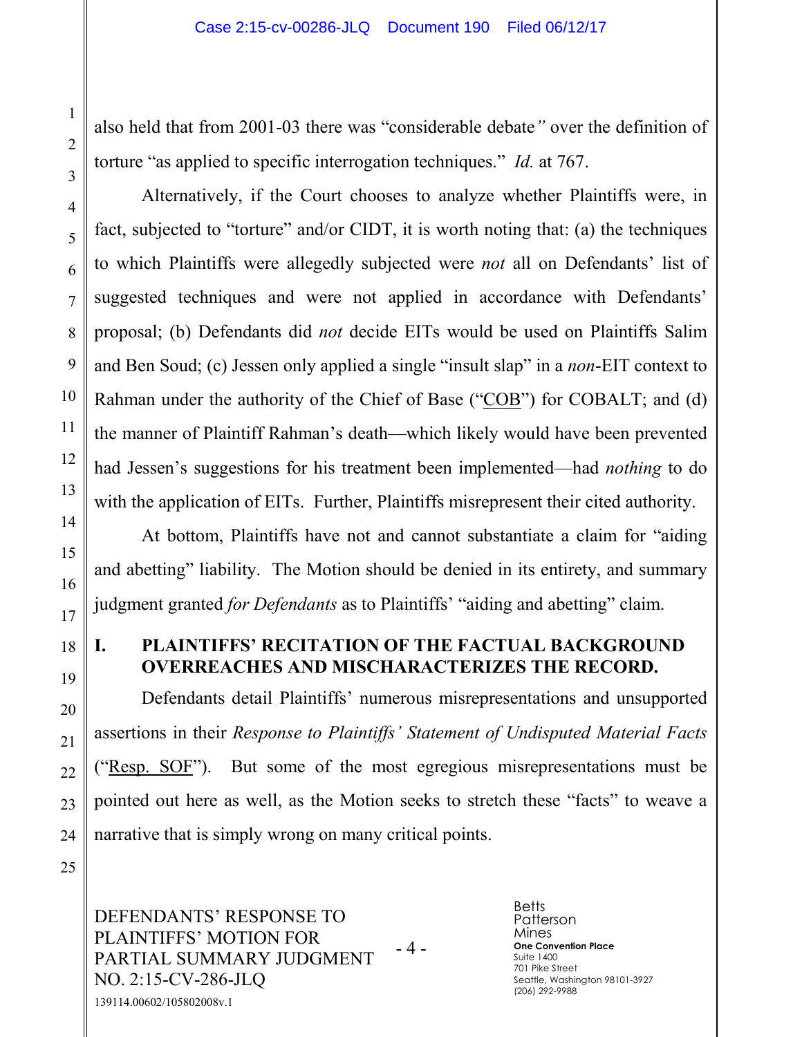also held that from 2001-03 there was "considerable debate*"* over the definition of torture "as applied to specific interrogation techniques." *Id.* at 767.

Alternatively, if the Court chooses to analyze whether Plaintiffs were, in fact, subjected to "torture" and/or CIDT, it is worth noting that: (a) the techniques to which Plaintiffs were allegedly subjected were *not* all on Defendants' list of suggested techniques and were not applied in accordance with Defendants' proposal; (b) Defendants did *not* decide EITs would be used on Plaintiffs Salim and Ben Soud; (c) Jessen only applied a single "insult slap" in a *non*-EIT context to Rahman under the authority of the Chief of Base ("COB") for COBALT; and (d) the manner of Plaintiff Rahman's death—which likely would have been prevented had Jessen's suggestions for his treatment been implemented—had *nothing* to do with the application of EITs. Further, Plaintiffs misrepresent their cited authority.

At bottom, Plaintiffs have not and cannot substantiate a claim for "aiding and abetting" liability. The Motion should be denied in its entirety, and summary judgment granted *for Defendants* as to Plaintiffs' "aiding and abetting" claim.

## I. PLAINTIFFS' RECITATION OF THE FACTUAL BACKGROUND OVERREACHES AND MISCHARACTERIZES THE RECORD.

Defendants detail Plaintiffs' numerous misrepresentations and unsupported assertions in their *Response to Plaintiffs' Statement of Undisputed Material Facts* ("Resp. SOF"). But some of the most egregious misrepresentations must be pointed out here as well, as the Motion seeks to stretch these "facts" to weave a narrative that is simply wrong on many critical points.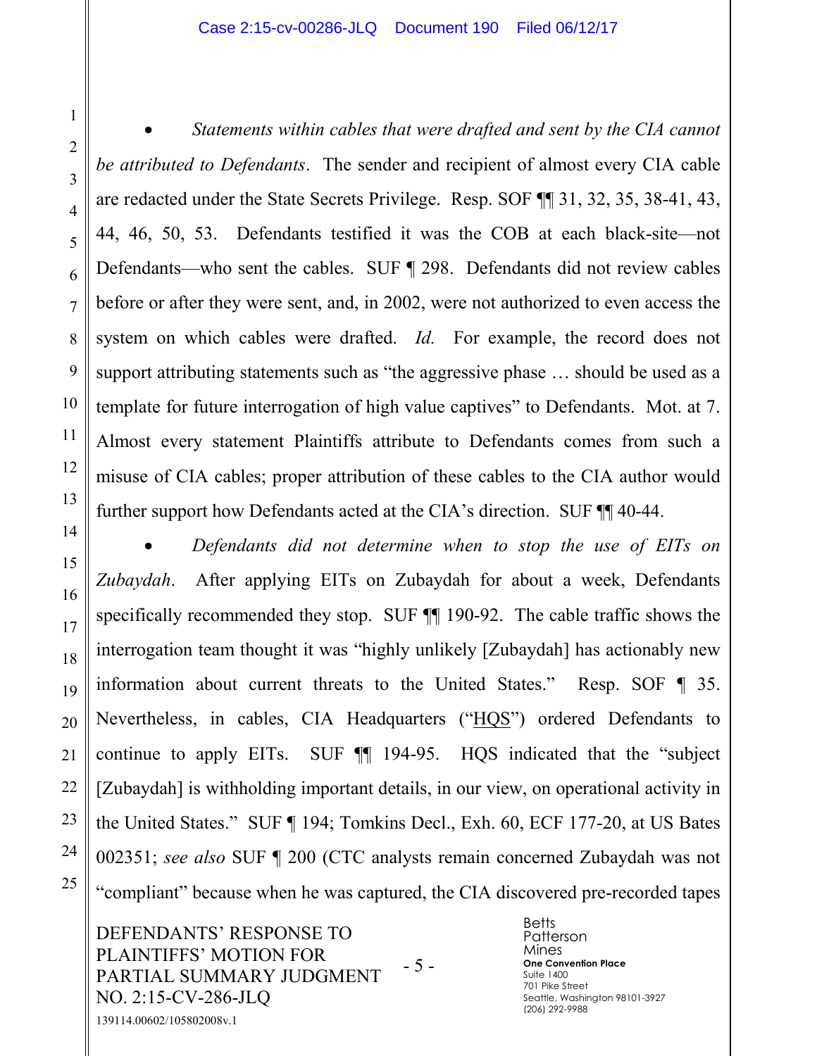- *Statements within cables that were drafted and sent by the CIA cannot be attributed to Defendants*. The sender and recipient of almost every CIA cable are redacted under the State Secrets Privilege. Resp. SOF ¶¶ 31, 32, 35, 38-41, 43, 44, 46, 50, 53. Defendants testified it was the COB at each black-site—not Defendants—who sent the cables. SUF ¶ 298. Defendants did not review cables before or after they were sent, and, in 2002, were not authorized to even access the system on which cables were drafted. *Id.* For example, the record does not support attributing statements such as "the aggressive phase … should be used as a template for future interrogation of high value captives" to Defendants. Mot. at 7. Almost every statement Plaintiffs attribute to Defendants comes from such a misuse of CIA cables; proper attribution of these cables to the CIA author would further support how Defendants acted at the CIA's direction. SUF ¶¶ 40-44.

- *Defendants did not determine when to stop the use of EITs on Zubaydah*. After applying EITs on Zubaydah for about a week, Defendants specifically recommended they stop. SUF ¶¶ 190-92. The cable traffic shows the interrogation team thought it was "highly unlikely [Zubaydah] has actionably new information about current threats to the United States." Resp. SOF ¶ 35. Nevertheless, in cables, CIA Headquarters ("HQS") ordered Defendants to continue to apply EITs. SUF ¶¶ 194-95. HQS indicated that the "subject [Zubaydah] is withholding important details, in our view, on operational activity in the United States." SUF ¶ 194; Tomkins Decl., Exh. 60, ECF 177-20, at US Bates 002351; *see also* SUF ¶ 200 (CTC analysts remain concerned Zubaydah was not "compliant" because when he was captured, the CIA discovered pre-recorded tapes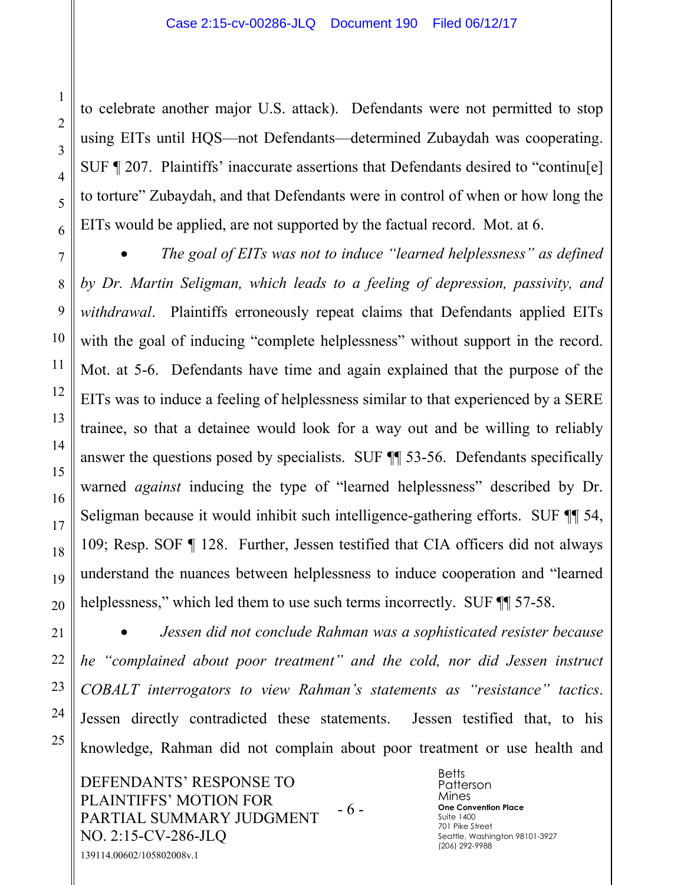to celebrate another major U.S. attack). Defendants were not permitted to stop using EITs until HQS—not Defendants—determined Zubaydah was cooperating. SUF ¶ 207. Plaintiffs' inaccurate assertions that Defendants desired to "continu[e] to torture" Zubaydah, and that Defendants were in control of when or how long the EITs would be applied, are not supported by the factual record. Mot. at 6.

- *The goal of EITs was not to induce "learned helplessness" as defined by Dr. Martin Seligman, which leads to a feeling of depression, passivity, and withdrawal*. Plaintiffs erroneously repeat claims that Defendants applied EITs with the goal of inducing "complete helplessness" without support in the record. Mot. at 5-6. Defendants have time and again explained that the purpose of the EITs was to induce a feeling of helplessness similar to that experienced by a SERE trainee, so that a detainee would look for a way out and be willing to reliably answer the questions posed by specialists. SUF ¶¶ 53-56. Defendants specifically warned *against* inducing the type of "learned helplessness" described by Dr. Seligman because it would inhibit such intelligence-gathering efforts. SUF ¶¶ 54, 109; Resp. SOF ¶ 128. Further, Jessen testified that CIA officers did not always understand the nuances between helplessness to induce cooperation and "learned helplessness," which led them to use such terms incorrectly. SUF ¶¶ 57-58.

- *Jessen did not conclude Rahman was a sophisticated resister because he "complained about poor treatment" and the cold, nor did Jessen instruct COBALT interrogators to view Rahman's statements as "resistance" tactics*. Jessen directly contradicted these statements. Jessen testified that, to his knowledge, Rahman did not complain about poor treatment or use health and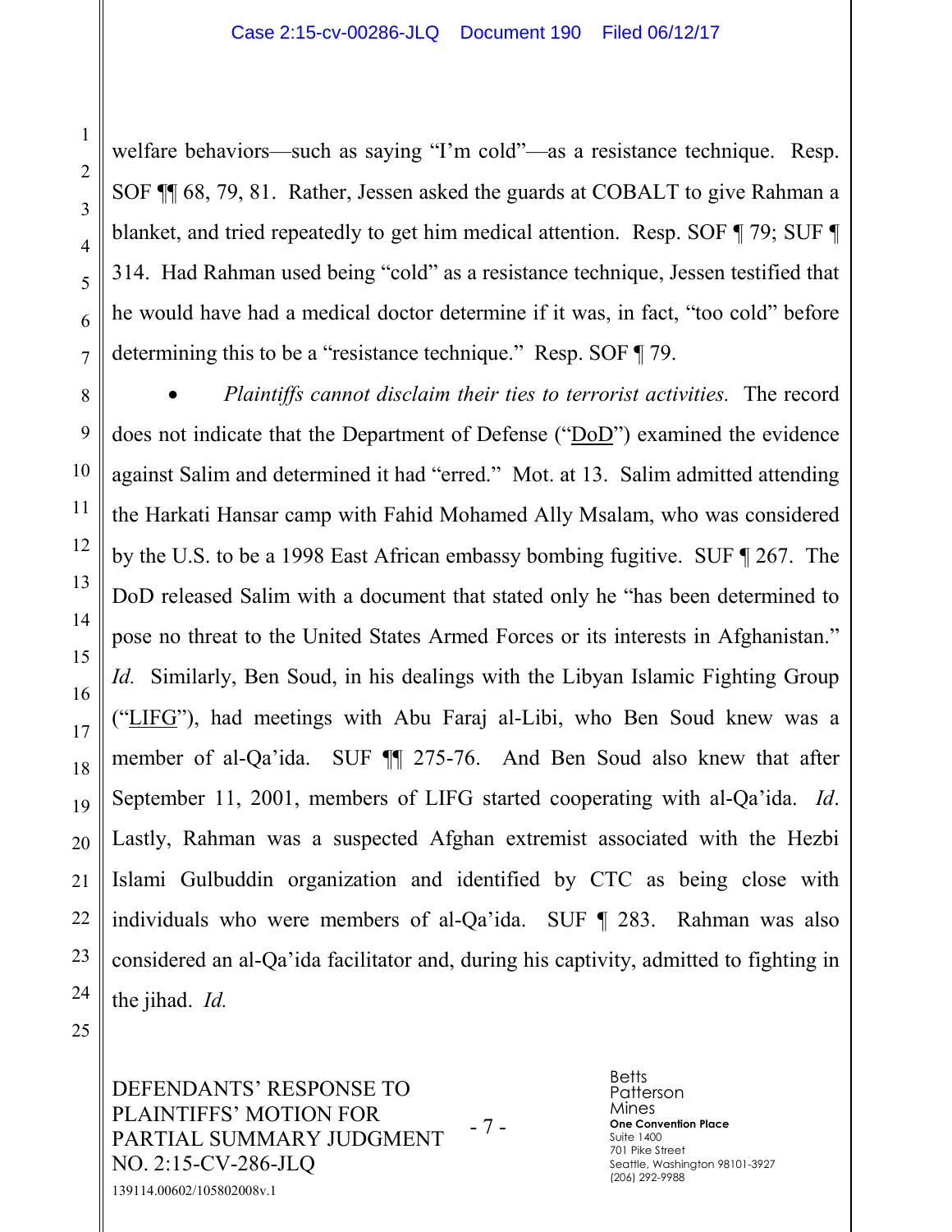welfare behaviors—such as saying "I'm cold"—as a resistance technique. Resp. SOF ¶¶ 68, 79, 81. Rather, Jessen asked the guards at COBALT to give Rahman a blanket, and tried repeatedly to get him medical attention. Resp. SOF ¶ 79; SUF ¶ 314. Had Rahman used being "cold" as a resistance technique, Jessen testified that he would have had a medical doctor determine if it was, in fact, "too cold" before determining this to be a "resistance technique." Resp. SOF ¶ 79.

- *Plaintiffs cannot disclaim their ties to terrorist activities.* The record does not indicate that the Department of Defense ("DoD") examined the evidence against Salim and determined it had "erred." Mot. at 13. Salim admitted attending the Harkati Hansar camp with Fahid Mohamed Ally Msalam, who was considered by the U.S. to be a 1998 East African embassy bombing fugitive. SUF ¶ 267. The DoD released Salim with a document that stated only he "has been determined to pose no threat to the United States Armed Forces or its interests in Afghanistan." *Id.* Similarly, Ben Soud, in his dealings with the Libyan Islamic Fighting Group ("LIFG"), had meetings with Abu Faraj al-Libi, who Ben Soud knew was a member of al-Qa'ida. SUF ¶¶ 275-76. And Ben Soud also knew that after September 11, 2001, members of LIFG started cooperating with al-Qa'ida. *Id*. Lastly, Rahman was a suspected Afghan extremist associated with the Hezbi Islami Gulbuddin organization and identified by CTC as being close with individuals who were members of al-Qa'ida. SUF ¶ 283. Rahman was also considered an al-Qa'ida facilitator and, during his captivity, admitted to fighting in the jihad. *Id.*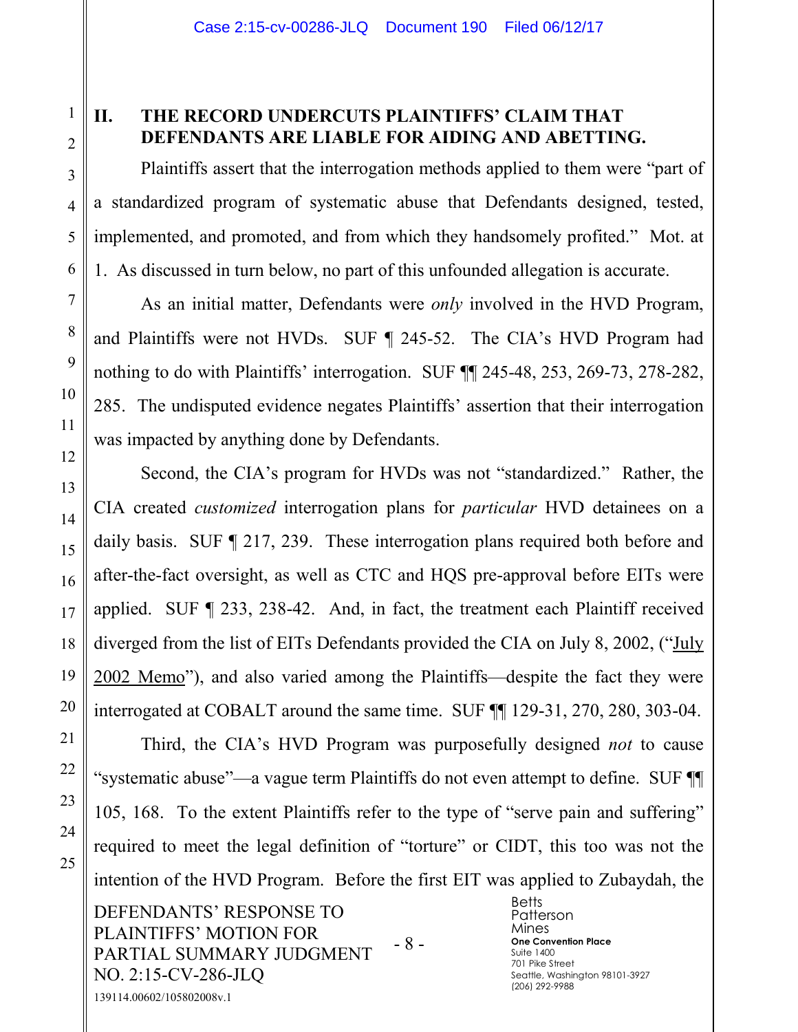## II. THE RECORD UNDERCUTS PLAINTIFFS' CLAIM THAT DEFENDANTS ARE LIABLE FOR AIDING AND ABETTING.

Plaintiffs assert that the interrogation methods applied to them were "part of a standardized program of systematic abuse that Defendants designed, tested, implemented, and promoted, and from which they handsomely profited." Mot. at 1. As discussed in turn below, no part of this unfounded allegation is accurate.

As an initial matter, Defendants were *only* involved in the HVD Program, and Plaintiffs were not HVDs. SUF ¶ 245-52. The CIA's HVD Program had nothing to do with Plaintiffs' interrogation. SUF ¶¶ 245-48, 253, 269-73, 278-282, 285. The undisputed evidence negates Plaintiffs' assertion that their interrogation was impacted by anything done by Defendants.

Second, the CIA's program for HVDs was not "standardized." Rather, the CIA created *customized* interrogation plans for *particular* HVD detainees on a daily basis. SUF ¶ 217, 239. These interrogation plans required both before and after-the-fact oversight, as well as CTC and HQS pre-approval before EITs were applied. SUF ¶ 233, 238-42. And, in fact, the treatment each Plaintiff received diverged from the list of EITs Defendants provided the CIA on July 8, 2002, ("July 2002 Memo"), and also varied among the Plaintiffs—despite the fact they were interrogated at COBALT around the same time. SUF ¶¶ 129-31, 270, 280, 303-04.

Third, the CIA's HVD Program was purposefully designed *not* to cause "systematic abuse"—a vague term Plaintiffs do not even attempt to define. SUF ¶¶ 105, 168. To the extent Plaintiffs refer to the type of "serve pain and suffering" required to meet the legal definition of "torture" or CIDT, this too was not the intention of the HVD Program. Before the first EIT was applied to Zubaydah, the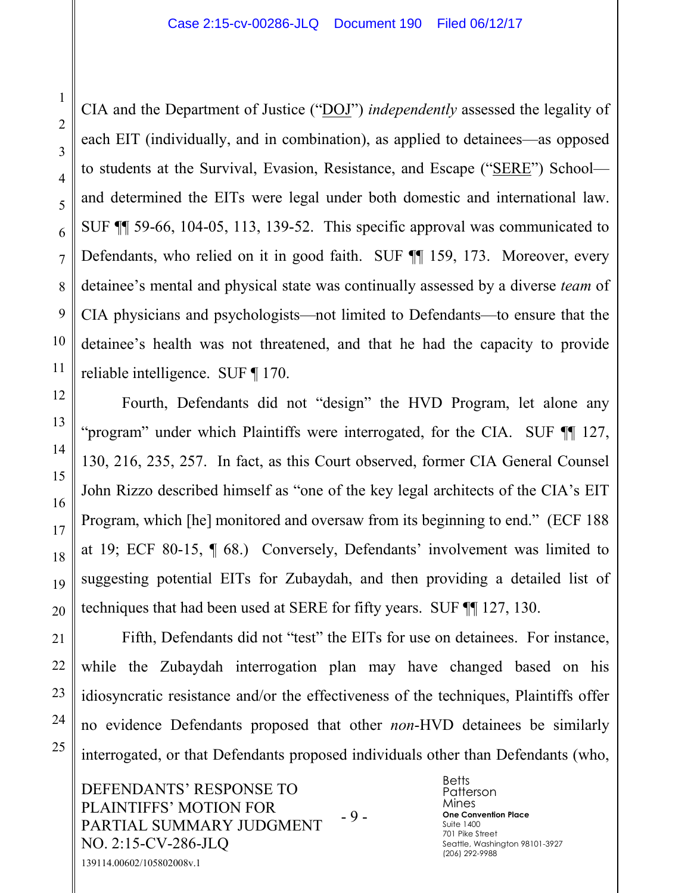CIA and the Department of Justice ("DOJ") *independently* assessed the legality of each EIT (individually, and in combination), as applied to detainees—as opposed to students at the Survival, Evasion, Resistance, and Escape ("SERE") School—and determined the EITs were legal under both domestic and international law. SUF ¶¶ 59-66, 104-05, 113, 139-52. This specific approval was communicated to Defendants, who relied on it in good faith. SUF ¶¶ 159, 173. Moreover, every detainee's mental and physical state was continually assessed by a diverse *team* of CIA physicians and psychologists—not limited to Defendants—to ensure that the detainee's health was not threatened, and that he had the capacity to provide reliable intelligence. SUF ¶ 170.

Fourth, Defendants did not "design" the HVD Program, let alone any "program" under which Plaintiffs were interrogated, for the CIA. SUF ¶¶ 127, 130, 216, 235, 257. In fact, as this Court observed, former CIA General Counsel John Rizzo described himself as "one of the key legal architects of the CIA's EIT Program, which [he] monitored and oversaw from its beginning to end." (ECF 188 at 19; ECF 80-15, ¶ 68.) Conversely, Defendants' involvement was limited to suggesting potential EITs for Zubaydah, and then providing a detailed list of techniques that had been used at SERE for fifty years. SUF ¶¶ 127, 130.

Fifth, Defendants did not "test" the EITs for use on detainees. For instance, while the Zubaydah interrogation plan may have changed based on his idiosyncratic resistance and/or the effectiveness of the techniques, Plaintiffs offer no evidence Defendants proposed that other *non*-HVD detainees be similarly interrogated, or that Defendants proposed individuals other than Defendants (who,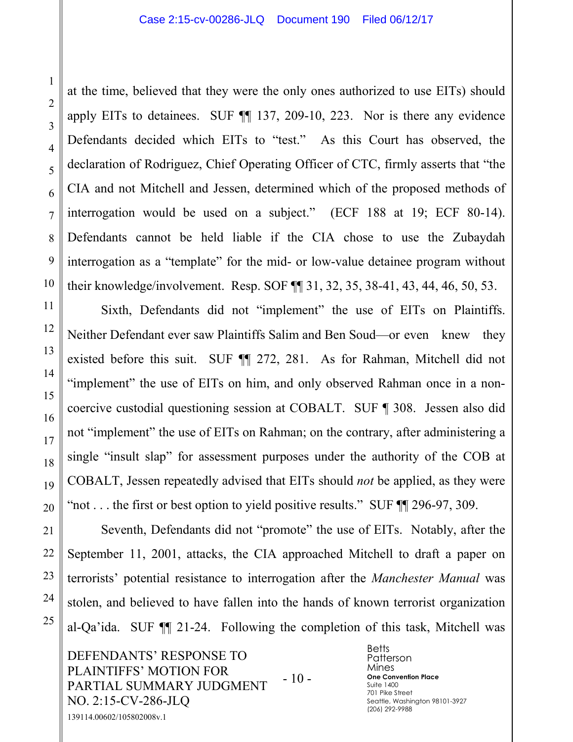at the time, believed that they were the only ones authorized to use EITs) should apply EITs to detainees. SUF ¶¶ 137, 209-10, 223. Nor is there any evidence Defendants decided which EITs to "test." As this Court has observed, the declaration of Rodriguez, Chief Operating Officer of CTC, firmly asserts that "the CIA and not Mitchell and Jessen, determined which of the proposed methods of interrogation would be used on a subject." (ECF 188 at 19; ECF 80-14). Defendants cannot be held liable if the CIA chose to use the Zubaydah interrogation as a "template" for the mid- or low-value detainee program without their knowledge/involvement. Resp. SOF ¶¶ 31, 32, 35, 38-41, 43, 44, 46, 50, 53.

Sixth, Defendants did not "implement" the use of EITs on Plaintiffs. Neither Defendant ever saw Plaintiffs Salim and Ben Soud—or even knew they existed before this suit. SUF ¶¶ 272, 281. As for Rahman, Mitchell did not "implement" the use of EITs on him, and only observed Rahman once in a non-coercive custodial questioning session at COBALT. SUF ¶ 308. Jessen also did not "implement" the use of EITs on Rahman; on the contrary, after administering a single "insult slap" for assessment purposes under the authority of the COB at COBALT, Jessen repeatedly advised that EITs should *not* be applied, as they were "not . . . the first or best option to yield positive results." SUF ¶¶ 296-97, 309.

Seventh, Defendants did not "promote" the use of EITs. Notably, after the September 11, 2001, attacks, the CIA approached Mitchell to draft a paper on terrorists' potential resistance to interrogation after the *Manchester Manual* was stolen, and believed to have fallen into the hands of known terrorist organization al-Qa'ida. SUF ¶¶ 21-24. Following the completion of this task, Mitchell was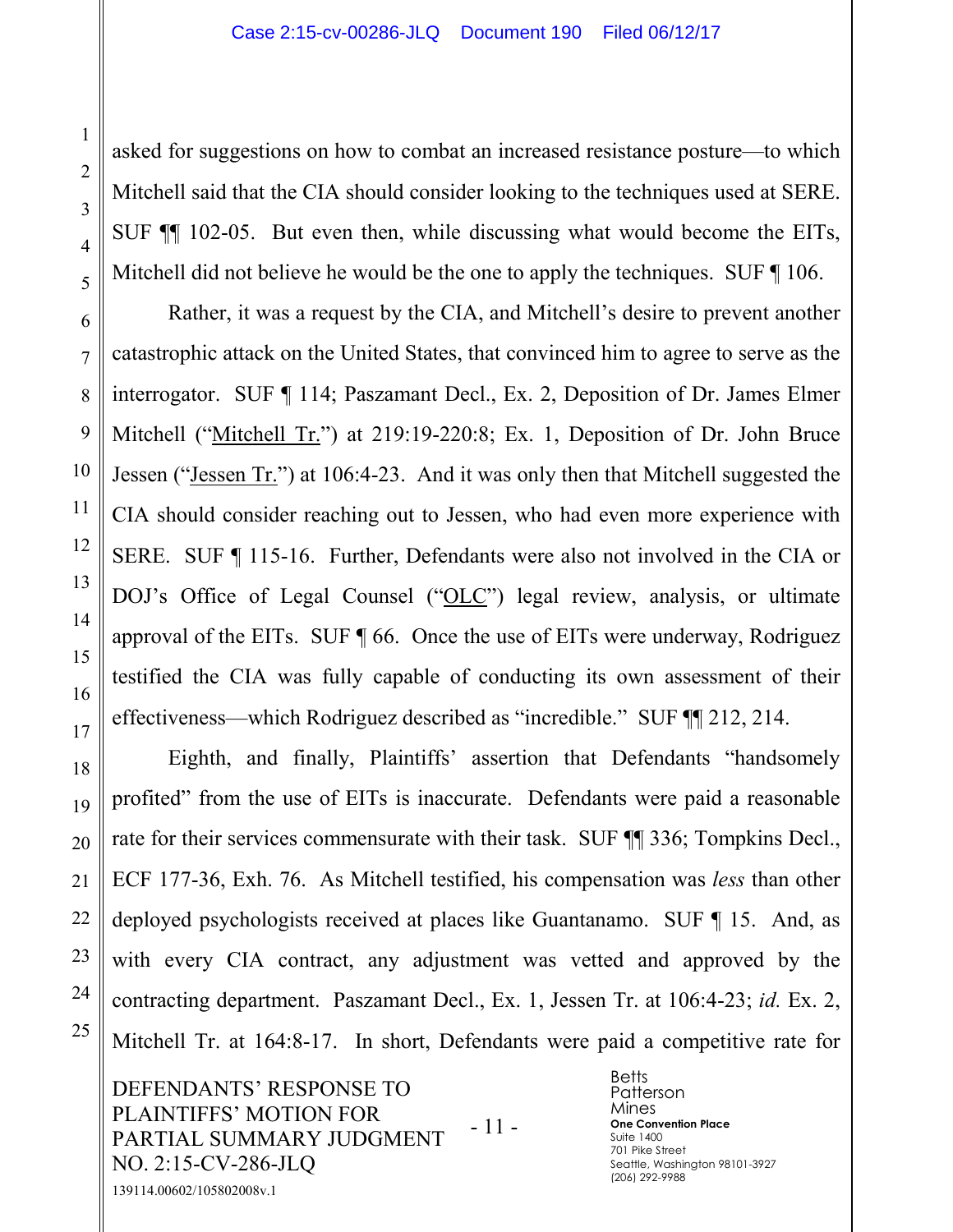asked for suggestions on how to combat an increased resistance posture—to which Mitchell said that the CIA should consider looking to the techniques used at SERE. SUF ¶¶ 102-05. But even then, while discussing what would become the EITs, Mitchell did not believe he would be the one to apply the techniques. SUF ¶ 106.

Rather, it was a request by the CIA, and Mitchell's desire to prevent another catastrophic attack on the United States, that convinced him to agree to serve as the interrogator. SUF ¶ 114; Paszamant Decl., Ex. 2, Deposition of Dr. James Elmer Mitchell ("Mitchell Tr.") at 219:19-220:8; Ex. 1, Deposition of Dr. John Bruce Jessen ("Jessen Tr.") at 106:4-23. And it was only then that Mitchell suggested the CIA should consider reaching out to Jessen, who had even more experience with SERE. SUF ¶ 115-16. Further, Defendants were also not involved in the CIA or DOJ's Office of Legal Counsel ("OLC") legal review, analysis, or ultimate approval of the EITs. SUF ¶ 66. Once the use of EITs were underway, Rodriguez testified the CIA was fully capable of conducting its own assessment of their effectiveness—which Rodriguez described as "incredible." SUF ¶¶ 212, 214.

Eighth, and finally, Plaintiffs' assertion that Defendants "handsomely profited" from the use of EITs is inaccurate. Defendants were paid a reasonable rate for their services commensurate with their task. SUF ¶¶ 336; Tompkins Decl., ECF 177-36, Exh. 76. As Mitchell testified, his compensation was *less* than other deployed psychologists received at places like Guantanamo. SUF ¶ 15. And, as with every CIA contract, any adjustment was vetted and approved by the contracting department. Paszamant Decl., Ex. 1, Jessen Tr. at 106:4-23; *id.* Ex. 2, Mitchell Tr. at 164:8-17. In short, Defendants were paid a competitive rate for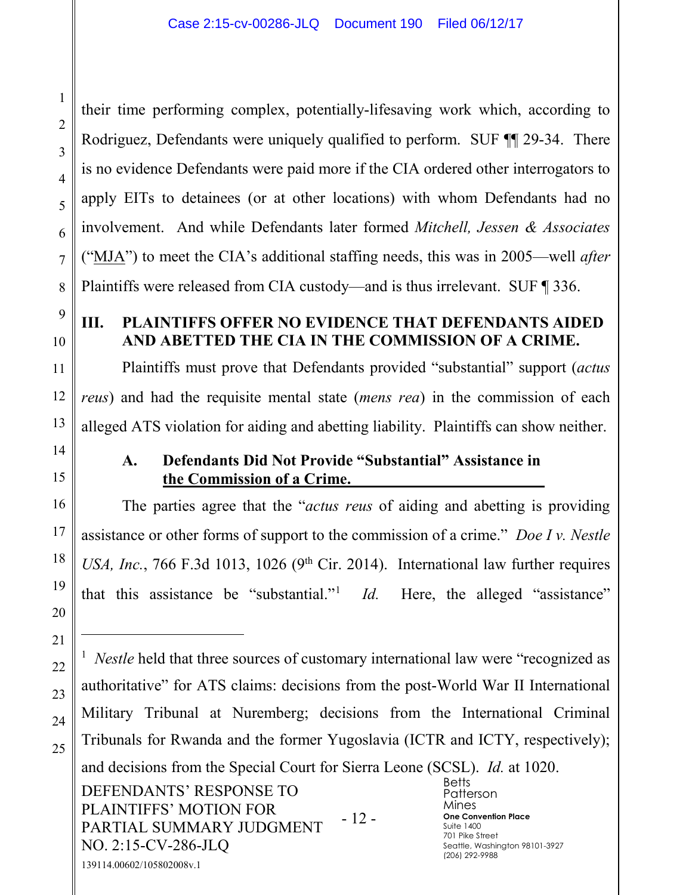their time performing complex, potentially-lifesaving work which, according to Rodriguez, Defendants were uniquely qualified to perform. SUF ¶¶ 29-34. There is no evidence Defendants were paid more if the CIA ordered other interrogators to apply EITs to detainees (or at other locations) with whom Defendants had no involvement. And while Defendants later formed *Mitchell, Jessen & Associates* ("MJA") to meet the CIA's additional staffing needs, this was in 2005—well *after* Plaintiffs were released from CIA custody—and is thus irrelevant. SUF ¶ 336.

## III. PLAINTIFFS OFFER NO EVIDENCE THAT DEFENDANTS AIDED AND ABETTED THE CIA IN THE COMMISSION OF A CRIME.

Plaintiffs must prove that Defendants provided "substantial" support (*actus reus*) and had the requisite mental state (*mens rea*) in the commission of each alleged ATS violation for aiding and abetting liability. Plaintiffs can show neither.

### A. Defendants Did Not Provide "Substantial" Assistance in the Commission of a Crime.

The parties agree that the "*actus reus* of aiding and abetting is providing assistance or other forms of support to the commission of a crime." *Doe I v. Nestle USA, Inc.*, 766 F.3d 1013, 1026 (9th Cir. 2014). International law further requires that this assistance be "substantial."[1] *Id.* Here, the alleged "assistance"

---

[1] *Nestle* held that three sources of customary international law were "recognized as authoritative" for ATS claims: decisions from the post-World War II International Military Tribunal at Nuremberg; decisions from the International Criminal Tribunals for Rwanda and the former Yugoslavia (ICTR and ICTY, respectively); and decisions from the Special Court for Sierra Leone (SCSL). *Id.* at 1020.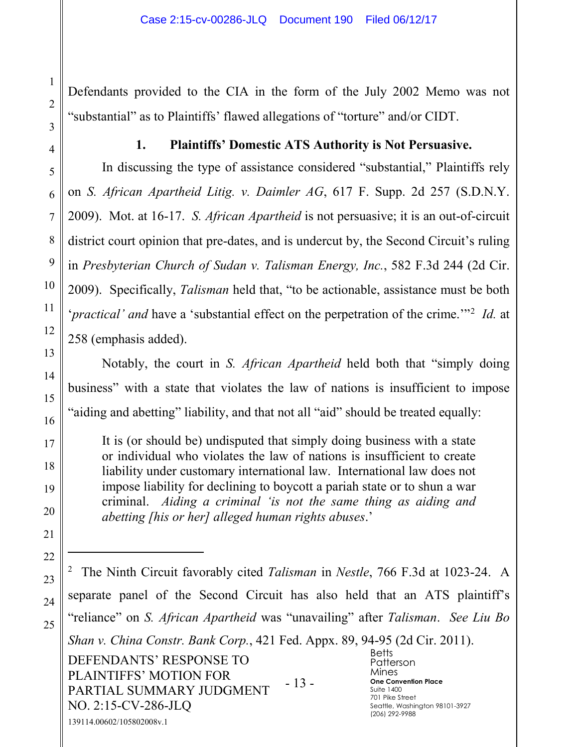Defendants provided to the CIA in the form of the July 2002 Memo was not "substantial" as to Plaintiffs' flawed allegations of "torture" and/or CIDT.

### 1. Plaintiffs' Domestic ATS Authority is Not Persuasive.

In discussing the type of assistance considered "substantial," Plaintiffs rely on *S. African Apartheid Litig. v. Daimler AG*, 617 F. Supp. 2d 257 (S.D.N.Y. 2009). Mot. at 16-17. *S. African Apartheid* is not persuasive; it is an out-of-circuit district court opinion that pre-dates, and is undercut by, the Second Circuit's ruling in *Presbyterian Church of Sudan v. Talisman Energy, Inc.*, 582 F.3d 244 (2d Cir. 2009). Specifically, *Talisman* held that, "to be actionable, assistance must be both '*practical' and* have a 'substantial effect on the perpetration of the crime.'"[2] *Id.* at 258 (emphasis added).

Notably, the court in *S. African Apartheid* held both that "simply doing business" with a state that violates the law of nations is insufficient to impose "aiding and abetting" liability, and that not all "aid" should be treated equally:

> It is (or should be) undisputed that simply doing business with a state or individual who violates the law of nations is insufficient to create liability under customary international law. International law does not impose liability for declining to boycott a pariah state or to shun a war criminal. *Aiding a criminal 'is not the same thing as aiding and abetting [his or her] alleged human rights abuses*.'

---

[2] The Ninth Circuit favorably cited *Talisman* in *Nestle*, 766 F.3d at 1023-24. A separate panel of the Second Circuit has also held that an ATS plaintiff's "reliance" on *S. African Apartheid* was "unavailing" after *Talisman*. *See Liu Bo Shan v. China Constr. Bank Corp.*, 421 Fed. Appx. 89, 94-95 (2d Cir. 2011).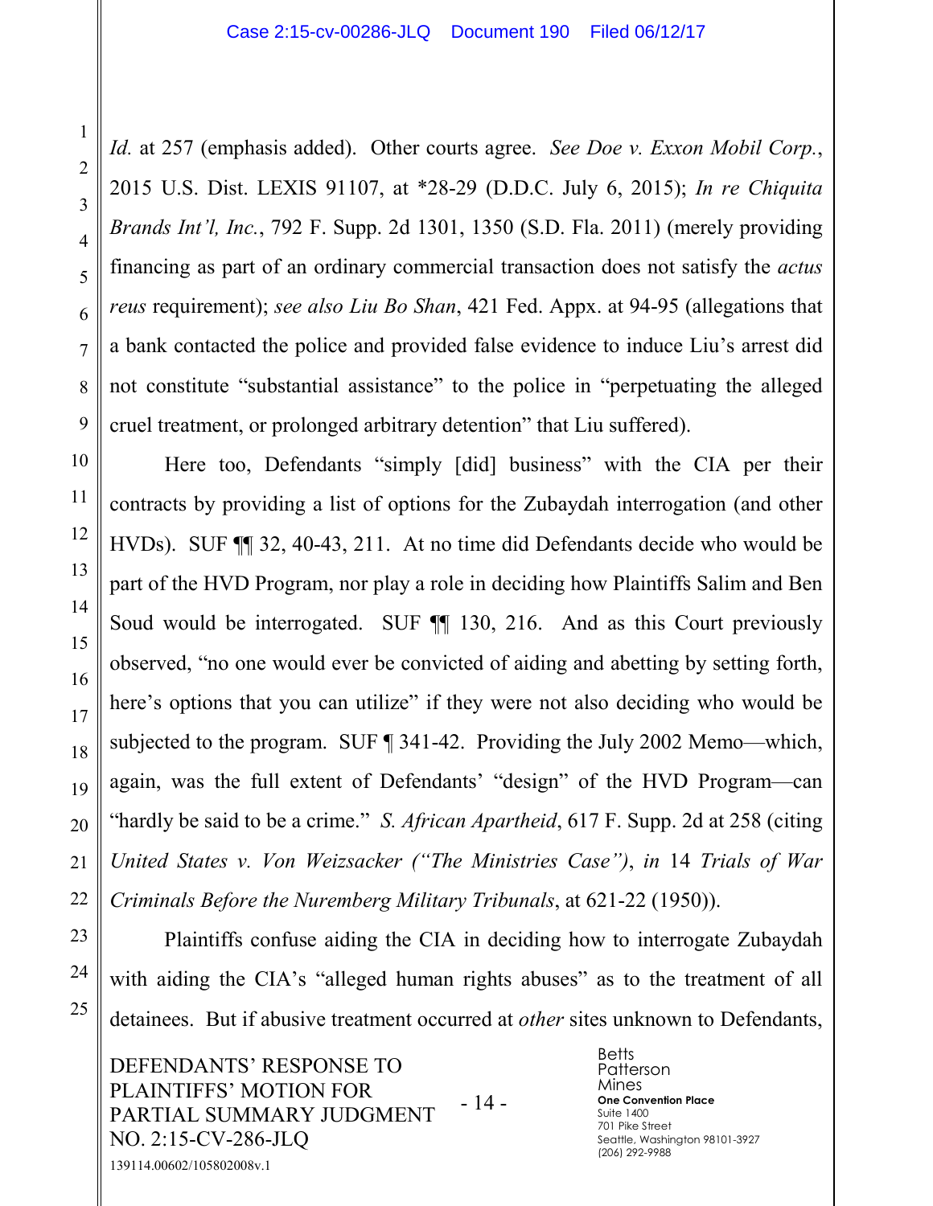*Id.* at 257 (emphasis added). Other courts agree. *See Doe v. Exxon Mobil Corp.*, 2015 U.S. Dist. LEXIS 91107, at *28-29 (D.D.C. July 6, 2015); *In re Chiquita Brands Int'l, Inc.*, 792 F. Supp. 2d 1301, 1350 (S.D. Fla. 2011) (merely providing financing as part of an ordinary commercial transaction does not satisfy the *actus reus* requirement); *see also Liu Bo Shan*, 421 Fed. Appx. at 94-95 (allegations that a bank contacted the police and provided false evidence to induce Liu's arrest did not constitute "substantial assistance" to the police in "perpetuating the alleged cruel treatment, or prolonged arbitrary detention" that Liu suffered).

Here too, Defendants "simply [did] business" with the CIA per their contracts by providing a list of options for the Zubaydah interrogation (and other HVDs). SUF ¶¶ 32, 40-43, 211. At no time did Defendants decide who would be part of the HVD Program, nor play a role in deciding how Plaintiffs Salim and Ben Soud would be interrogated. SUF ¶¶ 130, 216. And as this Court previously observed, "no one would ever be convicted of aiding and abetting by setting forth, here's options that you can utilize" if they were not also deciding who would be subjected to the program. SUF ¶ 341-42. Providing the July 2002 Memo—which, again, was the full extent of Defendants' "design" of the HVD Program—can "hardly be said to be a crime." *S. African Apartheid*, 617 F. Supp. 2d at 258 (citing *United States v. Von Weizsacker ("The Ministries Case")*, *in* 14 *Trials of War Criminals Before the Nuremberg Military Tribunals*, at 621-22 (1950)).

Plaintiffs confuse aiding the CIA in deciding how to interrogate Zubaydah with aiding the CIA's "alleged human rights abuses" as to the treatment of all detainees. But if abusive treatment occurred at *other* sites unknown to Defendants,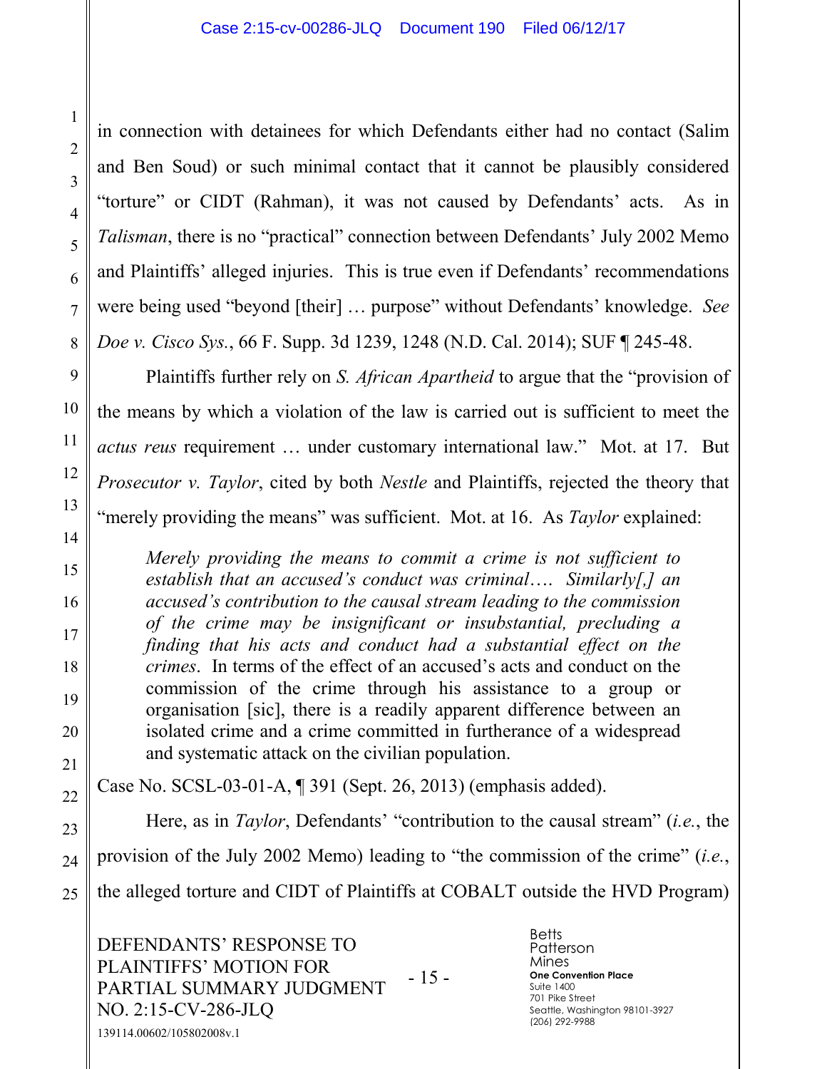in connection with detainees for which Defendants either had no contact (Salim and Ben Soud) or such minimal contact that it cannot be plausibly considered "torture" or CIDT (Rahman), it was not caused by Defendants' acts. As in *Talisman*, there is no "practical" connection between Defendants' July 2002 Memo and Plaintiffs' alleged injuries. This is true even if Defendants' recommendations were being used "beyond [their] … purpose" without Defendants' knowledge. *See Doe v. Cisco Sys.*, 66 F. Supp. 3d 1239, 1248 (N.D. Cal. 2014); SUF ¶ 245-48.

Plaintiffs further rely on *S. African Apartheid* to argue that the "provision of the means by which a violation of the law is carried out is sufficient to meet the *actus reus* requirement … under customary international law." Mot. at 17. But *Prosecutor v. Taylor*, cited by both *Nestle* and Plaintiffs, rejected the theory that "merely providing the means" was sufficient. Mot. at 16. As *Taylor* explained:

> *Merely providing the means to commit a crime is not sufficient to establish that an accused's conduct was criminal…. Similarly[,] an accused's contribution to the causal stream leading to the commission of the crime may be insignificant or insubstantial, precluding a finding that his acts and conduct had a substantial effect on the crimes*. In terms of the effect of an accused's acts and conduct on the commission of the crime through his assistance to a group or organisation [sic], there is a readily apparent difference between an isolated crime and a crime committed in furtherance of a widespread and systematic attack on the civilian population.

Case No. SCSL-03-01-A, ¶ 391 (Sept. 26, 2013) (emphasis added).

Here, as in *Taylor*, Defendants' "contribution to the causal stream" (*i.e.*, the provision of the July 2002 Memo) leading to "the commission of the crime" (*i.e.*, the alleged torture and CIDT of Plaintiffs at COBALT outside the HVD Program)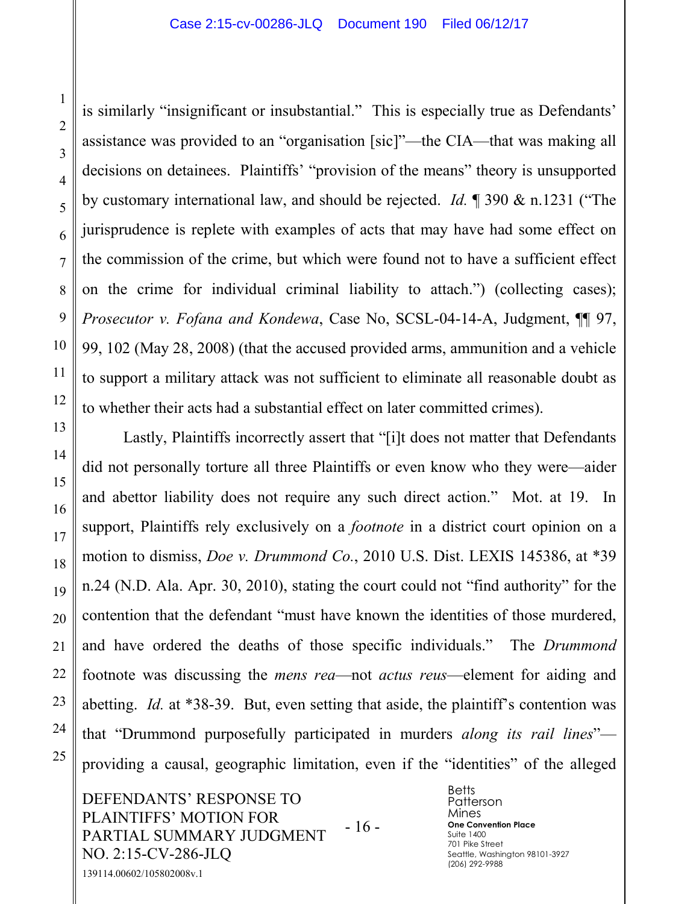is similarly "insignificant or insubstantial." This is especially true as Defendants' assistance was provided to an "organisation [sic]"—the CIA—that was making all decisions on detainees. Plaintiffs' "provision of the means" theory is unsupported by customary international law, and should be rejected. *Id.* ¶ 390 & n.1231 ("The jurisprudence is replete with examples of acts that may have had some effect on the commission of the crime, but which were found not to have a sufficient effect on the crime for individual criminal liability to attach.") (collecting cases); *Prosecutor v. Fofana and Kondewa*, Case No, SCSL-04-14-A, Judgment, ¶¶ 97, 99, 102 (May 28, 2008) (that the accused provided arms, ammunition and a vehicle to support a military attack was not sufficient to eliminate all reasonable doubt as to whether their acts had a substantial effect on later committed crimes).

Lastly, Plaintiffs incorrectly assert that "[i]t does not matter that Defendants did not personally torture all three Plaintiffs or even know who they were—aider and abettor liability does not require any such direct action." Mot. at 19. In support, Plaintiffs rely exclusively on a *footnote* in a district court opinion on a motion to dismiss, *Doe v. Drummond Co.*, 2010 U.S. Dist. LEXIS 145386, at *39 n.24 (N.D. Ala. Apr. 30, 2010), stating the court could not "find authority" for the contention that the defendant "must have known the identities of those murdered, and have ordered the deaths of those specific individuals." The *Drummond* footnote was discussing the *mens rea*—not *actus reus*—element for aiding and abetting. *Id.* at *38-39. But, even setting that aside, the plaintiff's contention was that "Drummond purposefully participated in murders *along its rail lines*"—providing a causal, geographic limitation, even if the "identities" of the alleged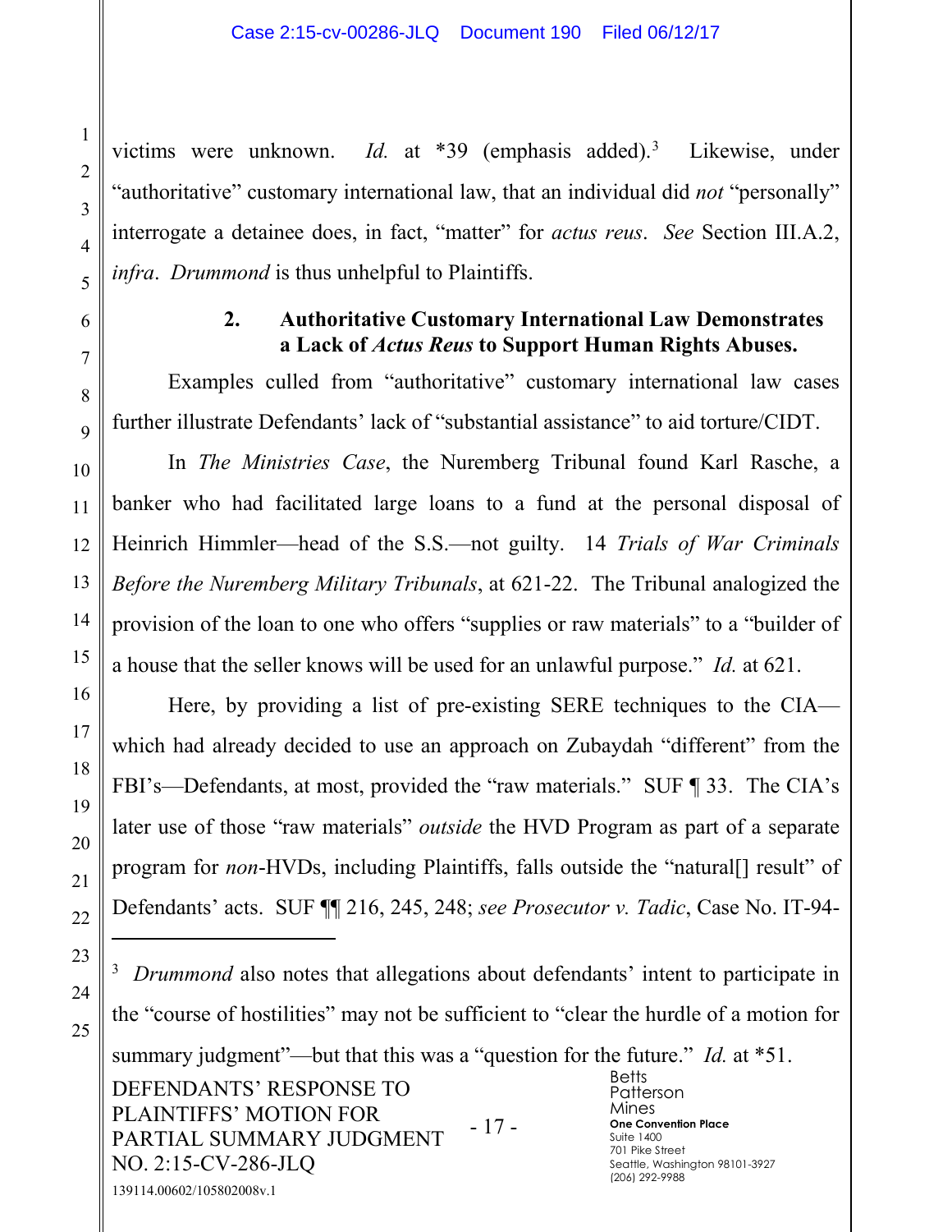victims were unknown. *Id.* at *39 (emphasis added).[3] Likewise, under "authoritative" customary international law, that an individual did *not* "personally" interrogate a detainee does, in fact, "matter" for *actus reus*. *See* Section III.A.2, *infra*. *Drummond* is thus unhelpful to Plaintiffs.

### 2. Authoritative Customary International Law Demonstrates a Lack of *Actus Reus* to Support Human Rights Abuses.

Examples culled from "authoritative" customary international law cases further illustrate Defendants' lack of "substantial assistance" to aid torture/CIDT.

In *The Ministries Case*, the Nuremberg Tribunal found Karl Rasche, a banker who had facilitated large loans to a fund at the personal disposal of Heinrich Himmler—head of the S.S.—not guilty. 14 *Trials of War Criminals Before the Nuremberg Military Tribunals*, at 621-22. The Tribunal analogized the provision of the loan to one who offers "supplies or raw materials" to a "builder of a house that the seller knows will be used for an unlawful purpose." *Id.* at 621.

Here, by providing a list of pre-existing SERE techniques to the CIA—which had already decided to use an approach on Zubaydah "different" from the FBI's—Defendants, at most, provided the "raw materials." SUF ¶ 33. The CIA's later use of those "raw materials" *outside* the HVD Program as part of a separate program for *non*-HVDs, including Plaintiffs, falls outside the "natural[] result" of Defendants' acts. SUF ¶¶ 216, 245, 248; *see Prosecutor v. Tadic*, Case No. IT-94-

---

[3] *Drummond* also notes that allegations about defendants' intent to participate in the "course of hostilities" may not be sufficient to "clear the hurdle of a motion for summary judgment"—but that this was a "question for the future." *Id.* at *51.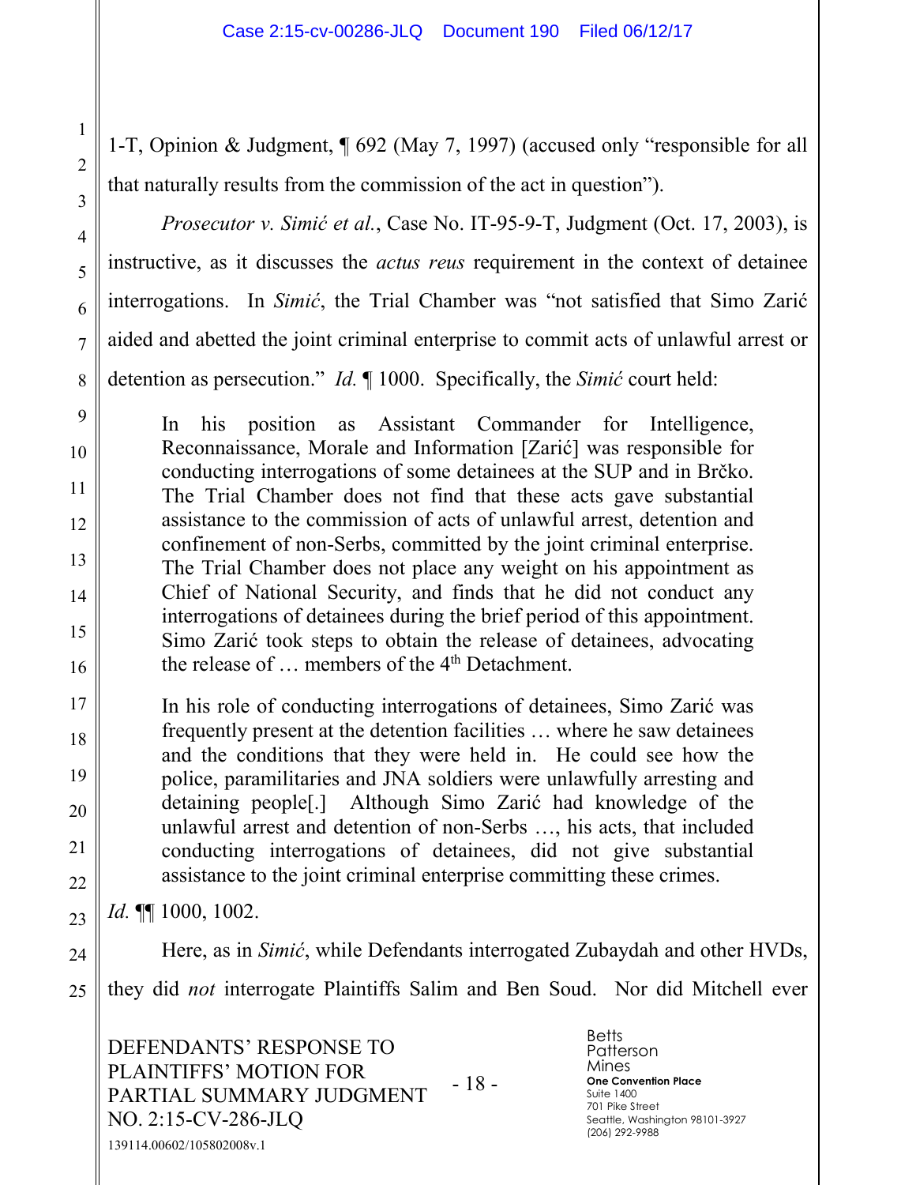1-T, Opinion & Judgment, ¶ 692 (May 7, 1997) (accused only "responsible for all that naturally results from the commission of the act in question").

*Prosecutor v. Simić et al.*, Case No. IT-95-9-T, Judgment (Oct. 17, 2003), is instructive, as it discusses the *actus reus* requirement in the context of detainee interrogations. In *Simić*, the Trial Chamber was "not satisfied that Simo Zarić aided and abetted the joint criminal enterprise to commit acts of unlawful arrest or detention as persecution." *Id.* ¶ 1000. Specifically, the *Simić* court held:

> In his position as Assistant Commander for Intelligence, Reconnaissance, Morale and Information [Zarić] was responsible for conducting interrogations of some detainees at the SUP and in Brčko. The Trial Chamber does not find that these acts gave substantial assistance to the commission of acts of unlawful arrest, detention and confinement of non-Serbs, committed by the joint criminal enterprise. The Trial Chamber does not place any weight on his appointment as Chief of National Security, and finds that he did not conduct any interrogations of detainees during the brief period of this appointment. Simo Zarić took steps to obtain the release of detainees, advocating the release of … members of the 4th Detachment.
>
> In his role of conducting interrogations of detainees, Simo Zarić was frequently present at the detention facilities … where he saw detainees and the conditions that they were held in. He could see how the police, paramilitaries and JNA soldiers were unlawfully arresting and detaining people[.] Although Simo Zarić had knowledge of the unlawful arrest and detention of non-Serbs …, his acts, that included conducting interrogations of detainees, did not give substantial assistance to the joint criminal enterprise committing these crimes.

*Id.* ¶¶ 1000, 1002.

Here, as in *Simić*, while Defendants interrogated Zubaydah and other HVDs, they did *not* interrogate Plaintiffs Salim and Ben Soud. Nor did Mitchell ever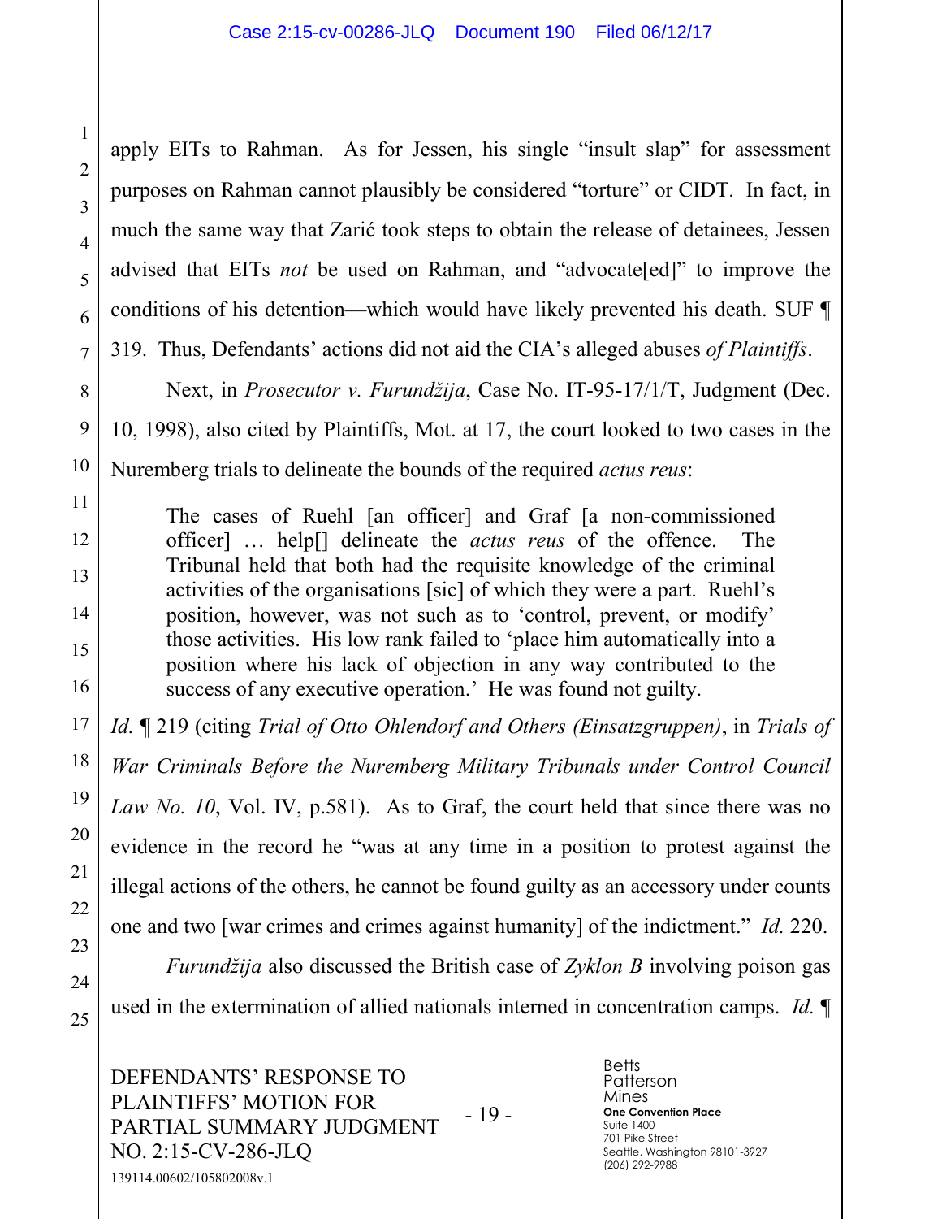apply EITs to Rahman. As for Jessen, his single "insult slap" for assessment purposes on Rahman cannot plausibly be considered "torture" or CIDT. In fact, in much the same way that Zarić took steps to obtain the release of detainees, Jessen advised that EITs *not* be used on Rahman, and "advocate[ed]" to improve the conditions of his detention—which would have likely prevented his death. SUF ¶ 319. Thus, Defendants' actions did not aid the CIA's alleged abuses *of Plaintiffs*.

Next, in *Prosecutor v. Furundžija*, Case No. IT-95-17/1/T, Judgment (Dec. 10, 1998), also cited by Plaintiffs, Mot. at 17, the court looked to two cases in the Nuremberg trials to delineate the bounds of the required *actus reus*:

> The cases of Ruehl [an officer] and Graf [a non-commissioned officer] … help[] delineate the *actus reus* of the offence. The Tribunal held that both had the requisite knowledge of the criminal activities of the organisations [sic] of which they were a part. Ruehl's position, however, was not such as to 'control, prevent, or modify' those activities. His low rank failed to 'place him automatically into a position where his lack of objection in any way contributed to the success of any executive operation.' He was found not guilty.

*Id.* ¶ 219 (citing *Trial of Otto Ohlendorf and Others (Einsatzgruppen)*, in *Trials of War Criminals Before the Nuremberg Military Tribunals under Control Council Law No. 10*, Vol. IV, p.581). As to Graf, the court held that since there was no evidence in the record he "was at any time in a position to protest against the illegal actions of the others, he cannot be found guilty as an accessory under counts one and two [war crimes and crimes against humanity] of the indictment." *Id.* 220.

*Furundžija* also discussed the British case of *Zyklon B* involving poison gas used in the extermination of allied nationals interned in concentration camps. *Id.* ¶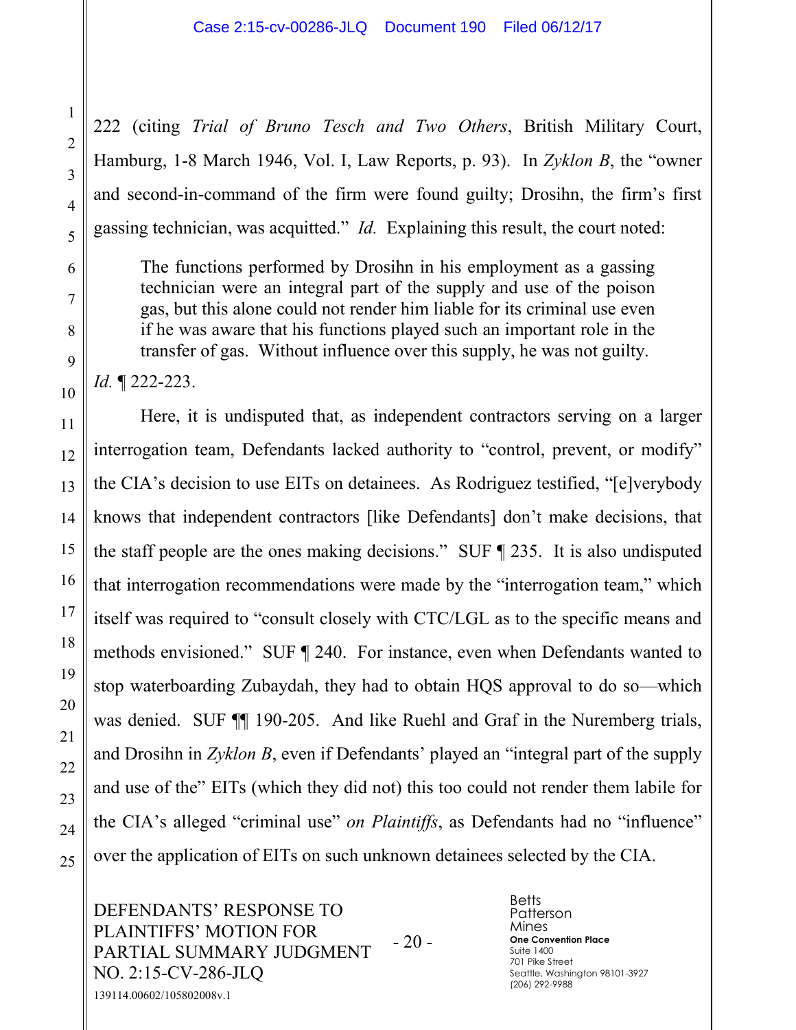222 (citing *Trial of Bruno Tesch and Two Others*, British Military Court, Hamburg, 1-8 March 1946, Vol. I, Law Reports, p. 93). In *Zyklon B*, the "owner and second-in-command of the firm were found guilty; Drosihn, the firm's first gassing technician, was acquitted." *Id.* Explaining this result, the court noted:

> The functions performed by Drosihn in his employment as a gassing technician were an integral part of the supply and use of the poison gas, but this alone could not render him liable for its criminal use even if he was aware that his functions played such an important role in the transfer of gas. Without influence over this supply, he was not guilty.

*Id.* ¶ 222-223.

Here, it is undisputed that, as independent contractors serving on a larger interrogation team, Defendants lacked authority to "control, prevent, or modify" the CIA's decision to use EITs on detainees. As Rodriguez testified, "[e]verybody knows that independent contractors [like Defendants] don't make decisions, that the staff people are the ones making decisions." SUF ¶ 235. It is also undisputed that interrogation recommendations were made by the "interrogation team," which itself was required to "consult closely with CTC/LGL as to the specific means and methods envisioned." SUF ¶ 240. For instance, even when Defendants wanted to stop waterboarding Zubaydah, they had to obtain HQS approval to do so—which was denied. SUF ¶¶ 190-205. And like Ruehl and Graf in the Nuremberg trials, and Drosihn in *Zyklon B*, even if Defendants' played an "integral part of the supply and use of the" EITs (which they did not) this too could not render them labile for the CIA's alleged "criminal use" *on Plaintiffs*, as Defendants had no "influence" over the application of EITs on such unknown detainees selected by the CIA.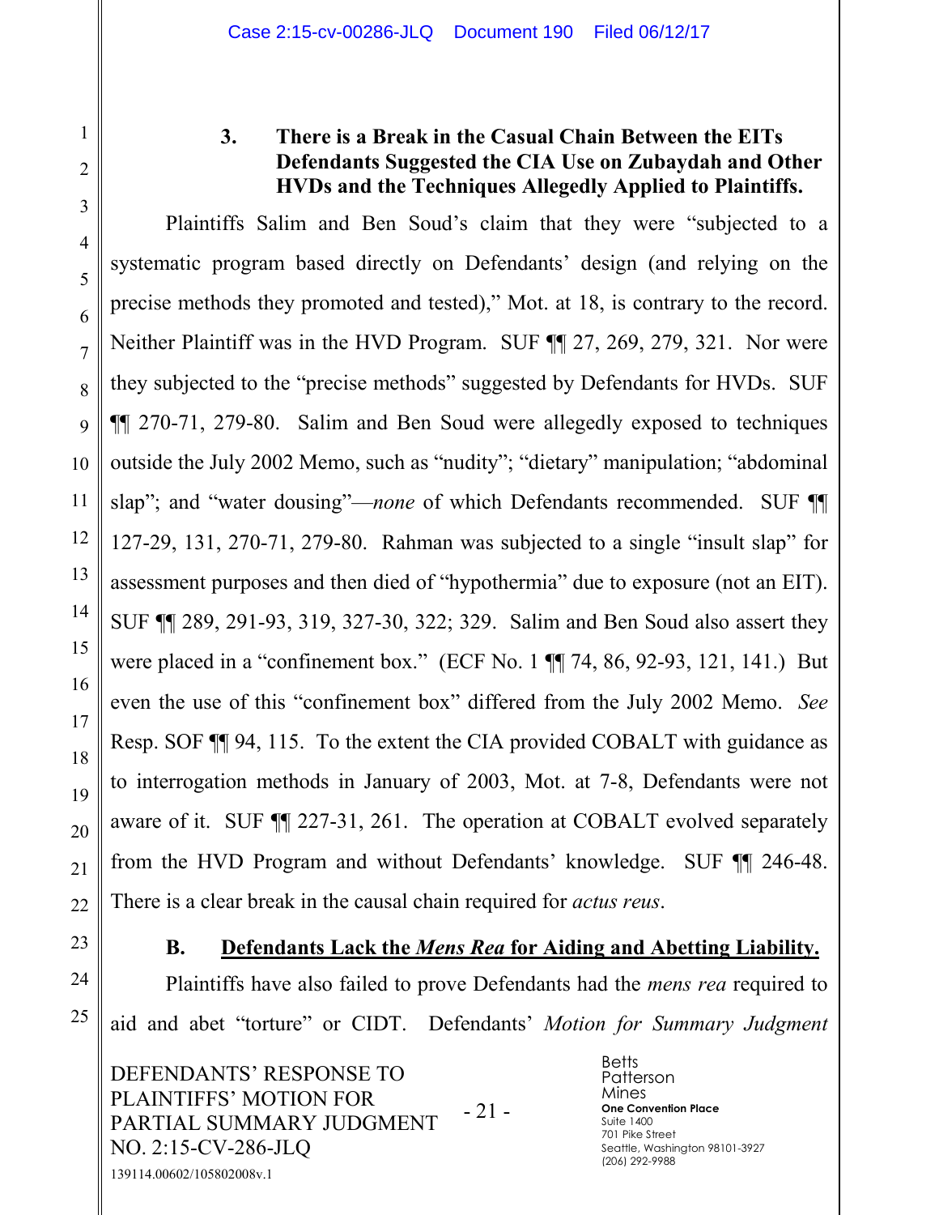### 3. There is a Break in the Casual Chain Between the EITs Defendants Suggested the CIA Use on Zubaydah and Other HVDs and the Techniques Allegedly Applied to Plaintiffs.

Plaintiffs Salim and Ben Soud's claim that they were "subjected to a systematic program based directly on Defendants' design (and relying on the precise methods they promoted and tested)," Mot. at 18, is contrary to the record. Neither Plaintiff was in the HVD Program. SUF ¶¶ 27, 269, 279, 321. Nor were they subjected to the "precise methods" suggested by Defendants for HVDs. SUF ¶¶ 270-71, 279-80. Salim and Ben Soud were allegedly exposed to techniques outside the July 2002 Memo, such as "nudity"; "dietary" manipulation; "abdominal slap"; and "water dousing"—*none* of which Defendants recommended. SUF ¶¶ 127-29, 131, 270-71, 279-80. Rahman was subjected to a single "insult slap" for assessment purposes and then died of "hypothermia" due to exposure (not an EIT). SUF ¶¶ 289, 291-93, 319, 327-30, 322; 329. Salim and Ben Soud also assert they were placed in a "confinement box." (ECF No. 1 ¶¶ 74, 86, 92-93, 121, 141.) But even the use of this "confinement box" differed from the July 2002 Memo. *See* Resp. SOF ¶¶ 94, 115. To the extent the CIA provided COBALT with guidance as to interrogation methods in January of 2003, Mot. at 7-8, Defendants were not aware of it. SUF ¶¶ 227-31, 261. The operation at COBALT evolved separately from the HVD Program and without Defendants' knowledge. SUF ¶¶ 246-48. There is a clear break in the causal chain required for *actus reus*.

## B. Defendants Lack the *Mens Rea* for Aiding and Abetting Liability.

Plaintiffs have also failed to prove Defendants had the *mens rea* required to aid and abet "torture" or CIDT. Defendants' *Motion for Summary Judgment*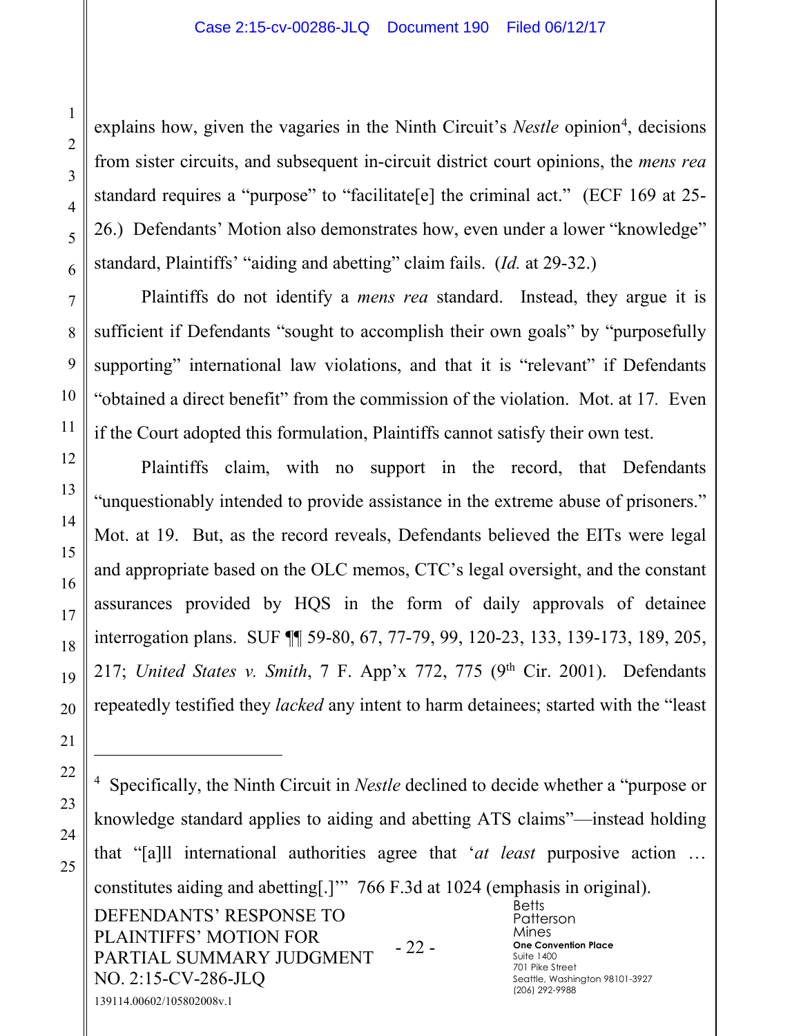explains how, given the vagaries in the Ninth Circuit's *Nestle* opinion[4], decisions from sister circuits, and subsequent in-circuit district court opinions, the *mens rea* standard requires a "purpose" to "facilitate[e] the criminal act." (ECF 169 at 25-26.) Defendants' Motion also demonstrates how, even under a lower "knowledge" standard, Plaintiffs' "aiding and abetting" claim fails. (*Id.* at 29-32.)

Plaintiffs do not identify a *mens rea* standard. Instead, they argue it is sufficient if Defendants "sought to accomplish their own goals" by "purposefully supporting" international law violations, and that it is "relevant" if Defendants "obtained a direct benefit" from the commission of the violation. Mot. at 17. Even if the Court adopted this formulation, Plaintiffs cannot satisfy their own test.

Plaintiffs claim, with no support in the record, that Defendants "unquestionably intended to provide assistance in the extreme abuse of prisoners." Mot. at 19. But, as the record reveals, Defendants believed the EITs were legal and appropriate based on the OLC memos, CTC's legal oversight, and the constant assurances provided by HQS in the form of daily approvals of detainee interrogation plans. SUF ¶¶ 59-80, 67, 77-79, 99, 120-23, 133, 139-173, 189, 205, 217; *United States v. Smith*, 7 F. App'x 772, 775 (9th Cir. 2001). Defendants repeatedly testified they *lacked* any intent to harm detainees; started with the "least

---

[4] Specifically, the Ninth Circuit in *Nestle* declined to decide whether a "purpose or knowledge standard applies to aiding and abetting ATS claims"—instead holding that "[a]ll international authorities agree that '*at least* purposive action … constitutes aiding and abetting[.]'" 766 F.3d at 1024 (emphasis in original).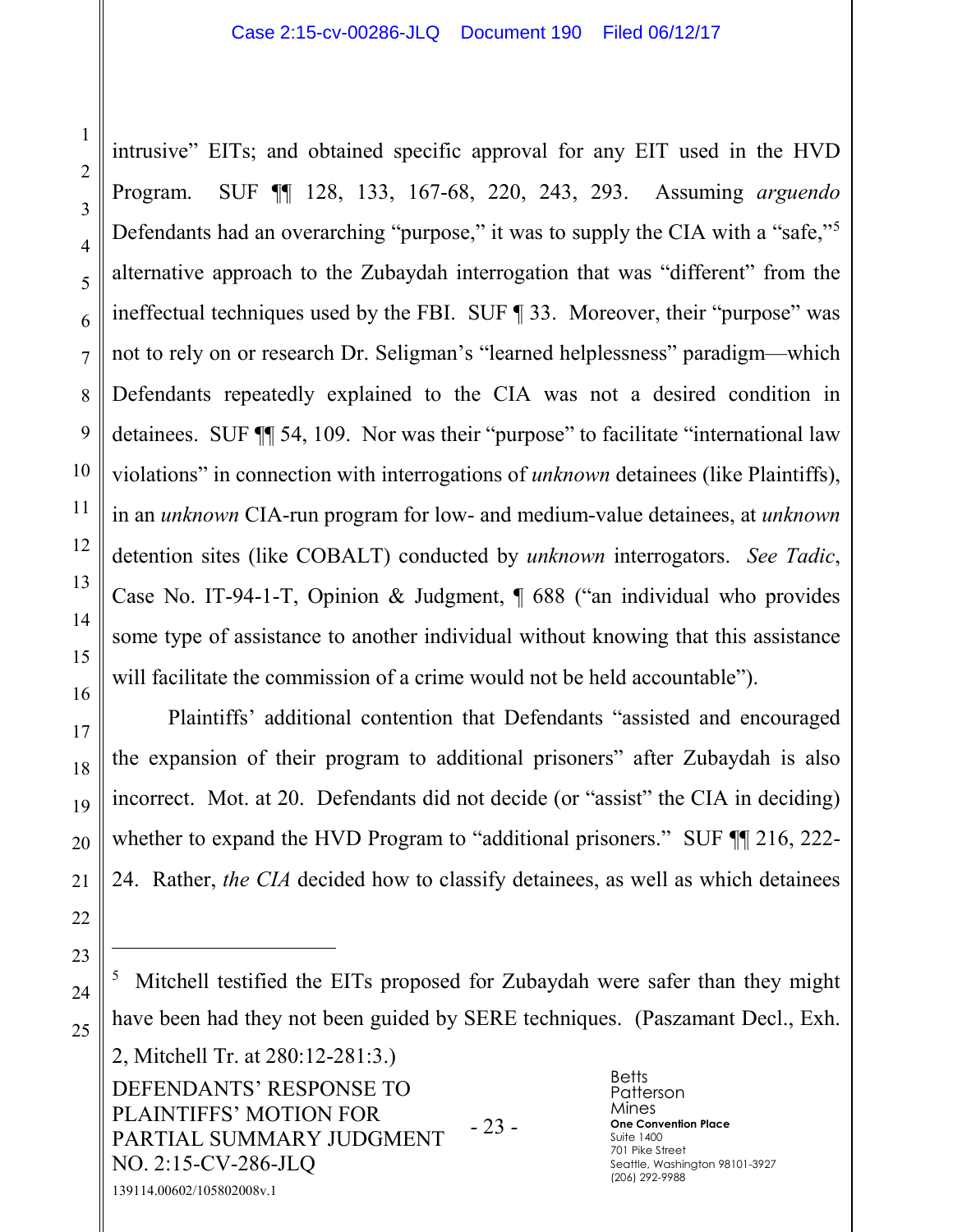intrusive" EITs; and obtained specific approval for any EIT used in the HVD Program. SUF ¶¶ 128, 133, 167-68, 220, 243, 293. Assuming *arguendo* Defendants had an overarching "purpose," it was to supply the CIA with a "safe,"[5] alternative approach to the Zubaydah interrogation that was "different" from the ineffectual techniques used by the FBI. SUF ¶ 33. Moreover, their "purpose" was not to rely on or research Dr. Seligman's "learned helplessness" paradigm—which Defendants repeatedly explained to the CIA was not a desired condition in detainees. SUF ¶¶ 54, 109. Nor was their "purpose" to facilitate "international law violations" in connection with interrogations of *unknown* detainees (like Plaintiffs), in an *unknown* CIA-run program for low- and medium-value detainees, at *unknown* detention sites (like COBALT) conducted by *unknown* interrogators. *See Tadic*, Case No. IT-94-1-T, Opinion & Judgment, ¶ 688 ("an individual who provides some type of assistance to another individual without knowing that this assistance will facilitate the commission of a crime would not be held accountable").

Plaintiffs' additional contention that Defendants "assisted and encouraged the expansion of their program to additional prisoners" after Zubaydah is also incorrect. Mot. at 20. Defendants did not decide (or "assist" the CIA in deciding) whether to expand the HVD Program to "additional prisoners." SUF ¶¶ 216, 222-24. Rather, *the CIA* decided how to classify detainees, as well as which detainees

[5] Mitchell testified the EITs proposed for Zubaydah were safer than they might have been had they not been guided by SERE techniques. (Paszamant Decl., Exh. 2, Mitchell Tr. at 280:12-281:3.)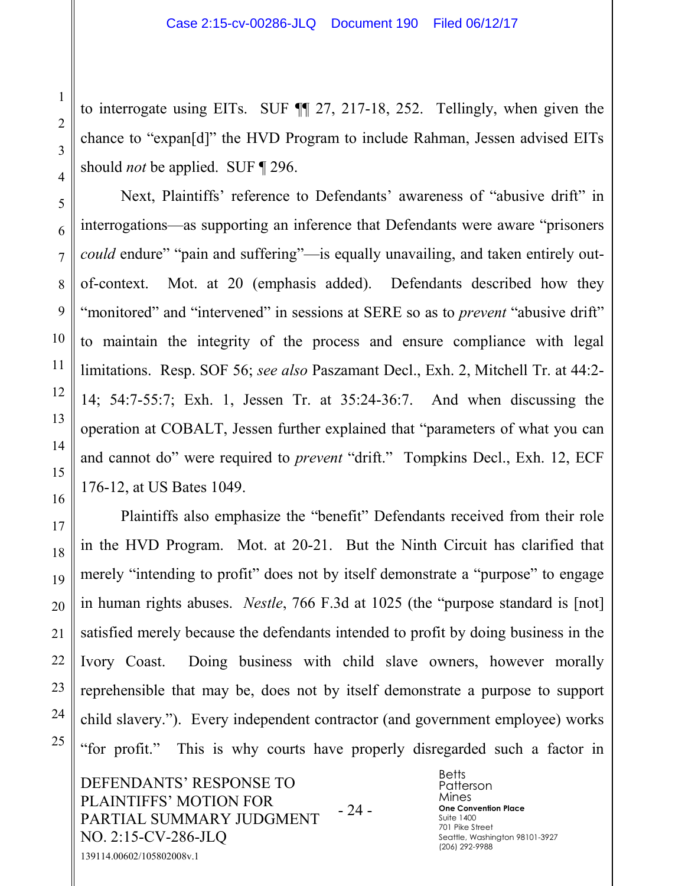to interrogate using EITs. SUF ¶¶ 27, 217-18, 252. Tellingly, when given the chance to "expan[d]" the HVD Program to include Rahman, Jessen advised EITs should *not* be applied. SUF ¶ 296.

Next, Plaintiffs' reference to Defendants' awareness of "abusive drift" in interrogations—as supporting an inference that Defendants were aware "prisoners *could* endure" "pain and suffering"—is equally unavailing, and taken entirely out-of-context. Mot. at 20 (emphasis added). Defendants described how they "monitored" and "intervened" in sessions at SERE so as to *prevent* "abusive drift" to maintain the integrity of the process and ensure compliance with legal limitations. Resp. SOF 56; *see also* Paszamant Decl., Exh. 2, Mitchell Tr. at 44:2-14; 54:7-55:7; Exh. 1, Jessen Tr. at 35:24-36:7. And when discussing the operation at COBALT, Jessen further explained that "parameters of what you can and cannot do" were required to *prevent* "drift." Tompkins Decl., Exh. 12, ECF 176-12, at US Bates 1049.

Plaintiffs also emphasize the "benefit" Defendants received from their role in the HVD Program. Mot. at 20-21. But the Ninth Circuit has clarified that merely "intending to profit" does not by itself demonstrate a "purpose" to engage in human rights abuses. *Nestle*, 766 F.3d at 1025 (the "purpose standard is [not] satisfied merely because the defendants intended to profit by doing business in the Ivory Coast. Doing business with child slave owners, however morally reprehensible that may be, does not by itself demonstrate a purpose to support child slavery."). Every independent contractor (and government employee) works "for profit." This is why courts have properly disregarded such a factor in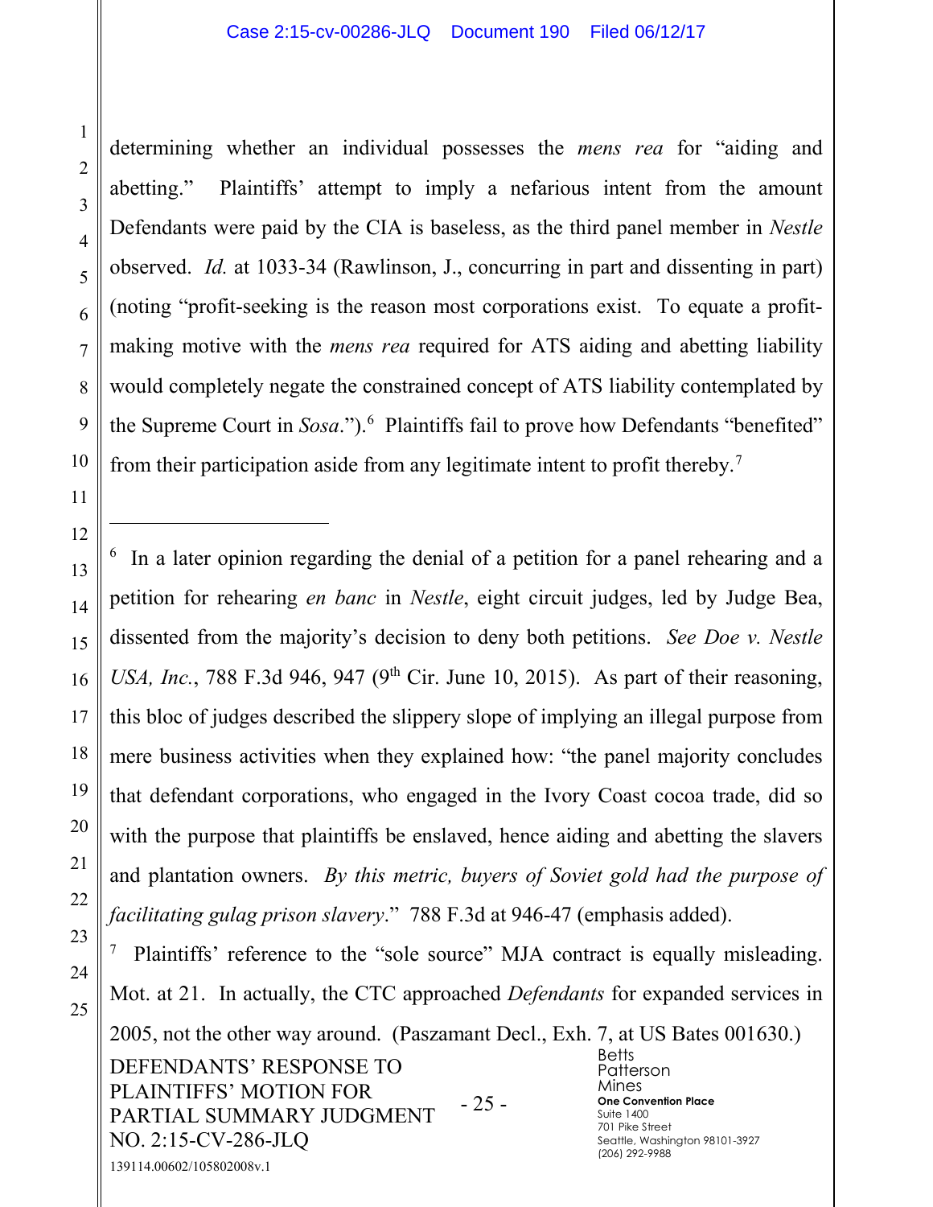determining whether an individual possesses the *mens rea* for "aiding and abetting." Plaintiffs' attempt to imply a nefarious intent from the amount Defendants were paid by the CIA is baseless, as the third panel member in *Nestle* observed. *Id.* at 1033-34 (Rawlinson, J., concurring in part and dissenting in part) (noting "profit-seeking is the reason most corporations exist. To equate a profit-making motive with the *mens rea* required for ATS aiding and abetting liability would completely negate the constrained concept of ATS liability contemplated by the Supreme Court in *Sosa*.").[6] Plaintiffs fail to prove how Defendants "benefited" from their participation aside from any legitimate intent to profit thereby.[7]

---

[6] In a later opinion regarding the denial of a petition for a panel rehearing and a petition for rehearing *en banc* in *Nestle*, eight circuit judges, led by Judge Bea, dissented from the majority's decision to deny both petitions. *See Doe v. Nestle USA, Inc.*, 788 F.3d 946, 947 (9th Cir. June 10, 2015). As part of their reasoning, this bloc of judges described the slippery slope of implying an illegal purpose from mere business activities when they explained how: "the panel majority concludes that defendant corporations, who engaged in the Ivory Coast cocoa trade, did so with the purpose that plaintiffs be enslaved, hence aiding and abetting the slavers and plantation owners. *By this metric, buyers of Soviet gold had the purpose of facilitating gulag prison slavery*." 788 F.3d at 946-47 (emphasis added).

[7] Plaintiffs' reference to the "sole source" MJA contract is equally misleading. Mot. at 21. In actually, the CTC approached *Defendants* for expanded services in 2005, not the other way around. (Paszamant Decl., Exh. 7, at US Bates 001630.)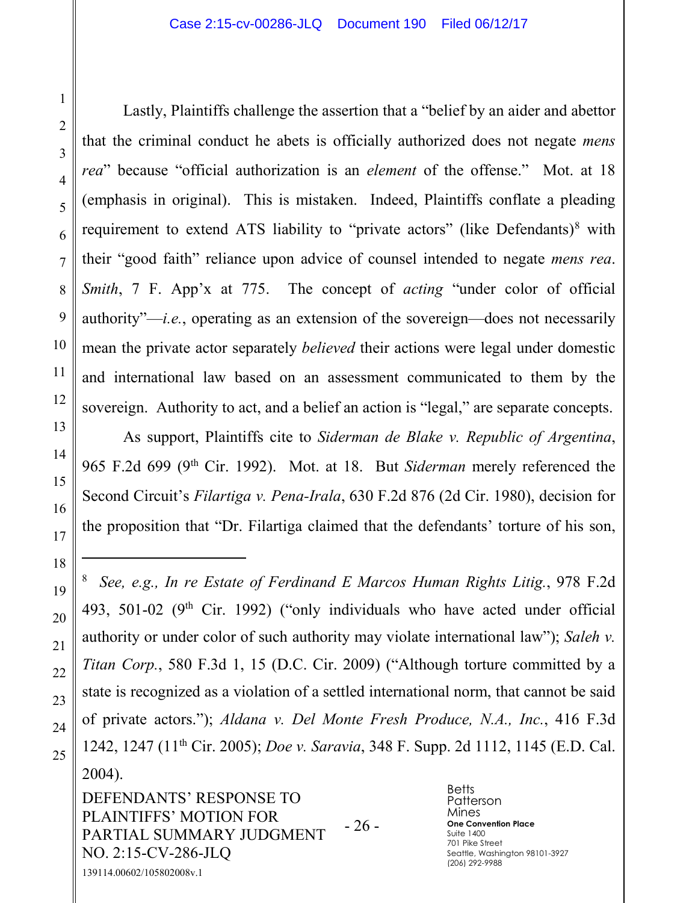Lastly, Plaintiffs challenge the assertion that a "belief by an aider and abettor that the criminal conduct he abets is officially authorized does not negate *mens rea*" because "official authorization is an *element* of the offense." Mot. at 18 (emphasis in original). This is mistaken. Indeed, Plaintiffs conflate a pleading requirement to extend ATS liability to "private actors" (like Defendants)[8] with their "good faith" reliance upon advice of counsel intended to negate *mens rea*. *Smith*, 7 F. App'x at 775. The concept of *acting* "under color of official authority"—*i.e.*, operating as an extension of the sovereign—does not necessarily mean the private actor separately *believed* their actions were legal under domestic and international law based on an assessment communicated to them by the sovereign. Authority to act, and a belief an action is "legal," are separate concepts.

As support, Plaintiffs cite to *Siderman de Blake v. Republic of Argentina*, 965 F.2d 699 (9th Cir. 1992). Mot. at 18. But *Siderman* merely referenced the Second Circuit's *Filartiga v. Pena-Irala*, 630 F.2d 876 (2d Cir. 1980), decision for the proposition that "Dr. Filartiga claimed that the defendants' torture of his son,

---

[8] *See, e.g., In re Estate of Ferdinand E Marcos Human Rights Litig.*, 978 F.2d 493, 501-02 (9th Cir. 1992) ("only individuals who have acted under official authority or under color of such authority may violate international law"); *Saleh v. Titan Corp.*, 580 F.3d 1, 15 (D.C. Cir. 2009) ("Although torture committed by a state is recognized as a violation of a settled international norm, that cannot be said of private actors."); *Aldana v. Del Monte Fresh Produce, N.A., Inc.*, 416 F.3d 1242, 1247 (11th Cir. 2005); *Doe v. Saravia*, 348 F. Supp. 2d 1112, 1145 (E.D. Cal. 2004).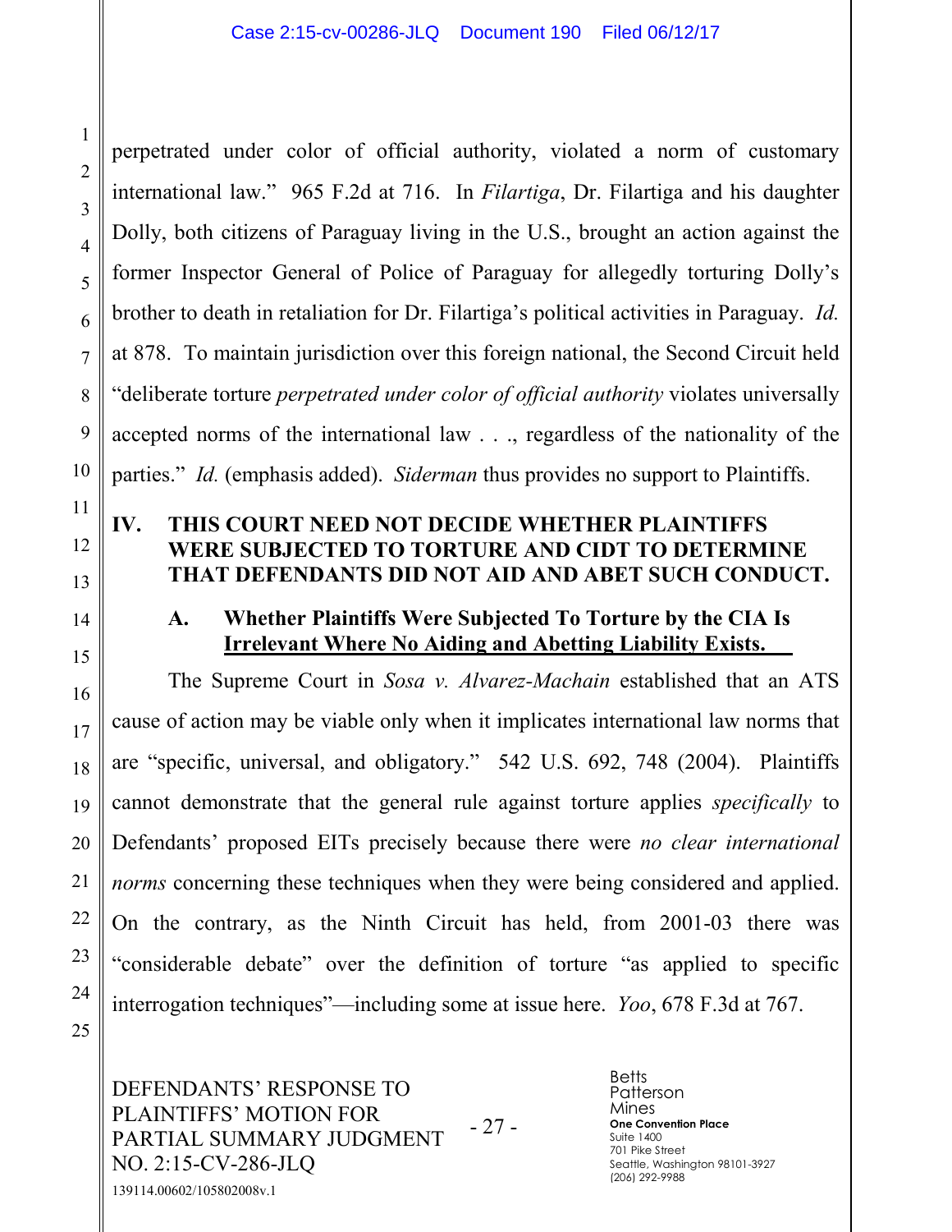perpetrated under color of official authority, violated a norm of customary international law." 965 F.2d at 716. In *Filartiga*, Dr. Filartiga and his daughter Dolly, both citizens of Paraguay living in the U.S., brought an action against the former Inspector General of Police of Paraguay for allegedly torturing Dolly's brother to death in retaliation for Dr. Filartiga's political activities in Paraguay. *Id.* at 878. To maintain jurisdiction over this foreign national, the Second Circuit held "deliberate torture *perpetrated under color of official authority* violates universally accepted norms of the international law . . ., regardless of the nationality of the parties." *Id.* (emphasis added). *Siderman* thus provides no support to Plaintiffs.

## IV. THIS COURT NEED NOT DECIDE WHETHER PLAINTIFFS WERE SUBJECTED TO TORTURE AND CIDT TO DETERMINE THAT DEFENDANTS DID NOT AID AND ABET SUCH CONDUCT.

### A. Whether Plaintiffs Were Subjected To Torture by the CIA Is Irrelevant Where No Aiding and Abetting Liability Exists.

The Supreme Court in *Sosa v. Alvarez-Machain* established that an ATS cause of action may be viable only when it implicates international law norms that are "specific, universal, and obligatory." 542 U.S. 692, 748 (2004). Plaintiffs cannot demonstrate that the general rule against torture applies *specifically* to Defendants' proposed EITs precisely because there were *no clear international norms* concerning these techniques when they were being considered and applied. On the contrary, as the Ninth Circuit has held, from 2001-03 there was "considerable debate" over the definition of torture "as applied to specific interrogation techniques"—including some at issue here. *Yoo*, 678 F.3d at 767.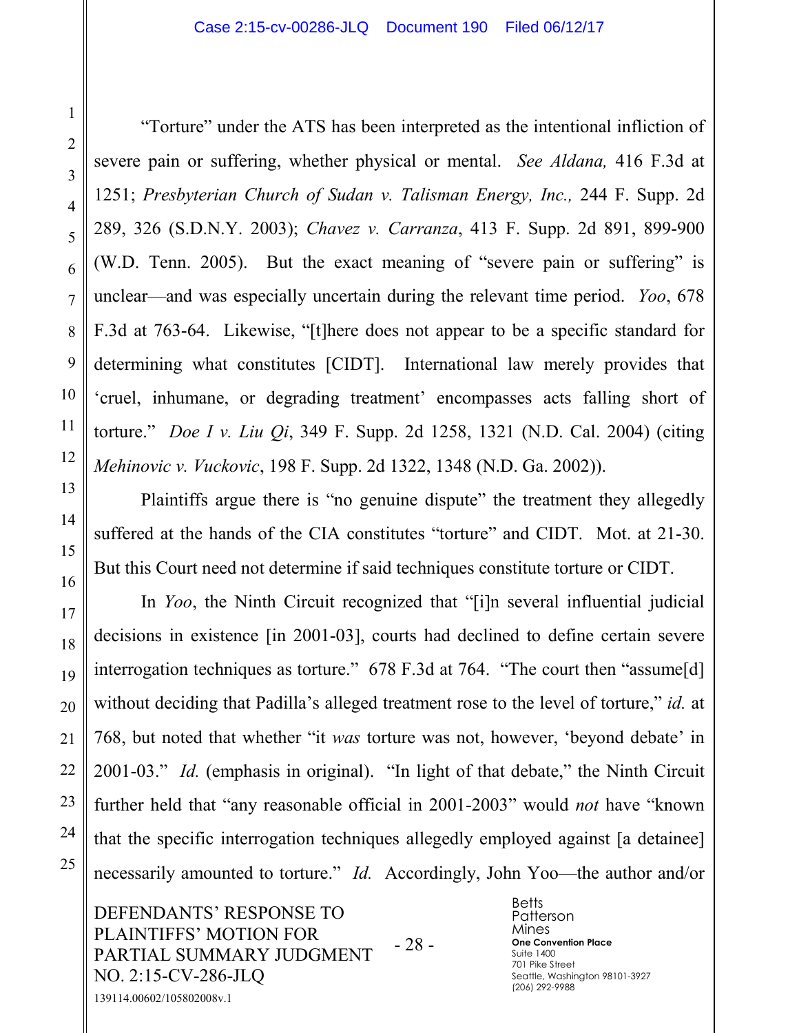"Torture" under the ATS has been interpreted as the intentional infliction of severe pain or suffering, whether physical or mental. *See Aldana,* 416 F.3d at 1251; *Presbyterian Church of Sudan v. Talisman Energy, Inc.,* 244 F. Supp. 2d 289, 326 (S.D.N.Y. 2003); *Chavez v. Carranza*, 413 F. Supp. 2d 891, 899-900 (W.D. Tenn. 2005). But the exact meaning of "severe pain or suffering" is unclear—and was especially uncertain during the relevant time period. *Yoo*, 678 F.3d at 763-64. Likewise, "[t]here does not appear to be a specific standard for determining what constitutes [CIDT]. International law merely provides that 'cruel, inhumane, or degrading treatment' encompasses acts falling short of torture." *Doe I v. Liu Qi*, 349 F. Supp. 2d 1258, 1321 (N.D. Cal. 2004) (citing *Mehinovic v. Vuckovic*, 198 F. Supp. 2d 1322, 1348 (N.D. Ga. 2002)).

Plaintiffs argue there is "no genuine dispute" the treatment they allegedly suffered at the hands of the CIA constitutes "torture" and CIDT. Mot. at 21-30. But this Court need not determine if said techniques constitute torture or CIDT.

In *Yoo*, the Ninth Circuit recognized that "[i]n several influential judicial decisions in existence [in 2001-03], courts had declined to define certain severe interrogation techniques as torture." 678 F.3d at 764. "The court then "assume[d] without deciding that Padilla's alleged treatment rose to the level of torture," *id.* at 768, but noted that whether "it *was* torture was not, however, 'beyond debate' in 2001-03." *Id.* (emphasis in original). "In light of that debate," the Ninth Circuit further held that "any reasonable official in 2001-2003" would *not* have "known that the specific interrogation techniques allegedly employed against [a detainee] necessarily amounted to torture." *Id.* Accordingly, John Yoo—the author and/or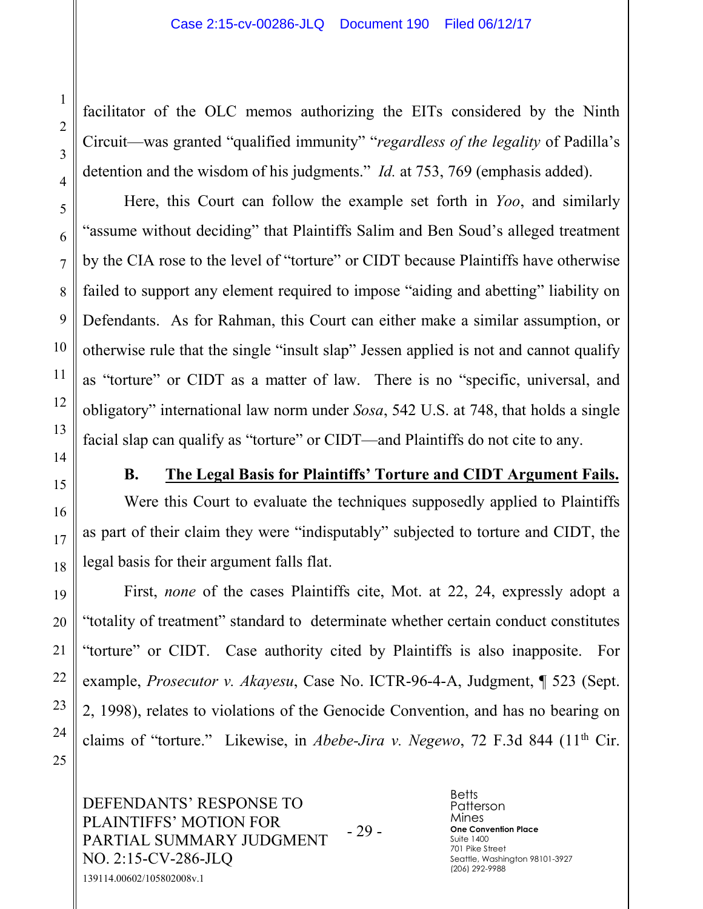facilitator of the OLC memos authorizing the EITs considered by the Ninth Circuit—was granted "qualified immunity" "*regardless of the legality* of Padilla's detention and the wisdom of his judgments." *Id.* at 753, 769 (emphasis added).

Here, this Court can follow the example set forth in *Yoo*, and similarly "assume without deciding" that Plaintiffs Salim and Ben Soud's alleged treatment by the CIA rose to the level of "torture" or CIDT because Plaintiffs have otherwise failed to support any element required to impose "aiding and abetting" liability on Defendants. As for Rahman, this Court can either make a similar assumption, or otherwise rule that the single "insult slap" Jessen applied is not and cannot qualify as "torture" or CIDT as a matter of law. There is no "specific, universal, and obligatory" international law norm under *Sosa*, 542 U.S. at 748, that holds a single facial slap can qualify as "torture" or CIDT—and Plaintiffs do not cite to any.

### B. The Legal Basis for Plaintiffs' Torture and CIDT Argument Fails.

Were this Court to evaluate the techniques supposedly applied to Plaintiffs as part of their claim they were "indisputably" subjected to torture and CIDT, the legal basis for their argument falls flat.

First, *none* of the cases Plaintiffs cite, Mot. at 22, 24, expressly adopt a "totality of treatment" standard to determine whether certain conduct constitutes "torture" or CIDT. Case authority cited by Plaintiffs is also inapposite. For example, *Prosecutor v. Akayesu*, Case No. ICTR-96-4-A, Judgment, ¶ 523 (Sept. 2, 1998), relates to violations of the Genocide Convention, and has no bearing on claims of "torture." Likewise, in *Abebe-Jira v. Negewo*, 72 F.3d 844 (11th Cir.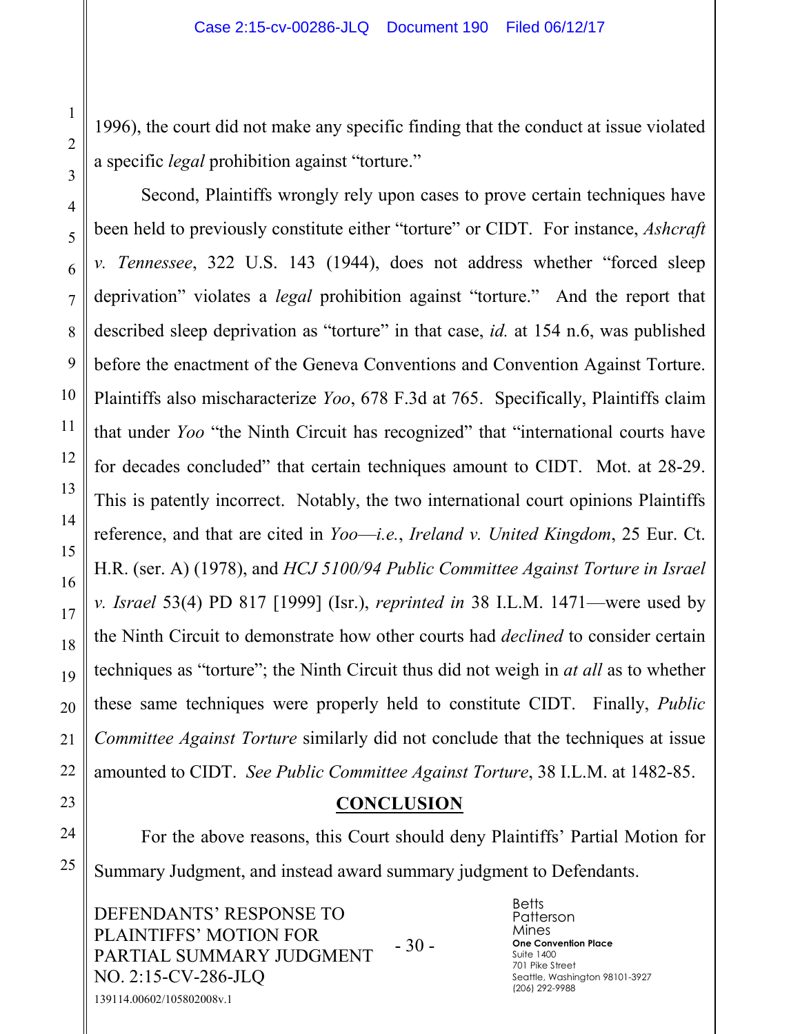1996), the court did not make any specific finding that the conduct at issue violated a specific *legal* prohibition against "torture."

Second, Plaintiffs wrongly rely upon cases to prove certain techniques have been held to previously constitute either "torture" or CIDT. For instance, *Ashcraft v. Tennessee*, 322 U.S. 143 (1944), does not address whether "forced sleep deprivation" violates a *legal* prohibition against "torture." And the report that described sleep deprivation as "torture" in that case, *id.* at 154 n.6, was published before the enactment of the Geneva Conventions and Convention Against Torture. Plaintiffs also mischaracterize *Yoo*, 678 F.3d at 765. Specifically, Plaintiffs claim that under *Yoo* "the Ninth Circuit has recognized" that "international courts have for decades concluded" that certain techniques amount to CIDT. Mot. at 28-29. This is patently incorrect. Notably, the two international court opinions Plaintiffs reference, and that are cited in *Yoo*—*i.e.*, *Ireland v. United Kingdom*, 25 Eur. Ct. H.R. (ser. A) (1978), and *HCJ 5100/94 Public Committee Against Torture in Israel v. Israel* 53(4) PD 817 [1999] (Isr.), *reprinted in* 38 I.L.M. 1471—were used by the Ninth Circuit to demonstrate how other courts had *declined* to consider certain techniques as "torture"; the Ninth Circuit thus did not weigh in *at all* as to whether these same techniques were properly held to constitute CIDT. Finally, *Public Committee Against Torture* similarly did not conclude that the techniques at issue amounted to CIDT. *See Public Committee Against Torture*, 38 I.L.M. at 1482-85.

## CONCLUSION

For the above reasons, this Court should deny Plaintiffs' Partial Motion for Summary Judgment, and instead award summary judgment to Defendants.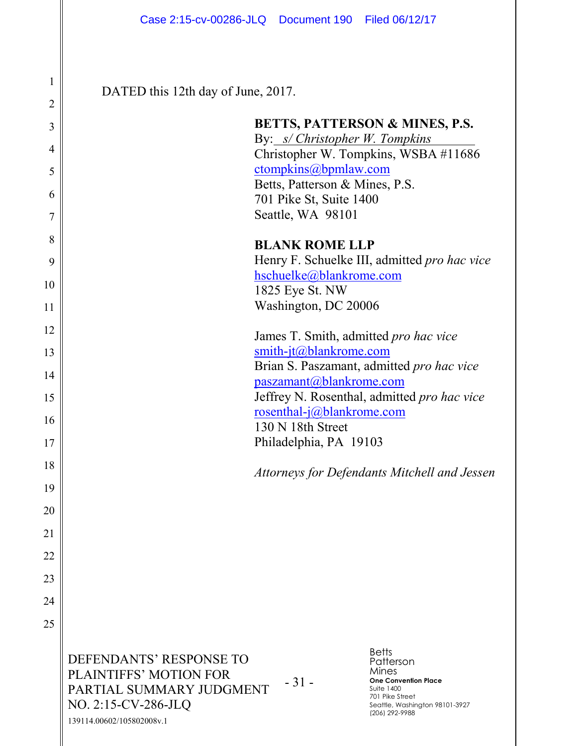DATED this 12th day of June, 2017.

**BETTS, PATTERSON & MINES, P.S.**
By: *s/ Christopher W. Tompkins*
Christopher W. Tompkins, WSBA #11686
ctompkins@bpmlaw.com
Betts, Patterson & Mines, P.S.
701 Pike St, Suite 1400
Seattle, WA 98101

**BLANK ROME LLP**
Henry F. Schuelke III, admitted *pro hac vice*
hschuelke@blankrome.com
1825 Eye St. NW
Washington, DC 20006

James T. Smith, admitted *pro hac vice*
smith-jt@blankrome.com
Brian S. Paszamant, admitted *pro hac vice*
paszamant@blankrome.com
Jeffrey N. Rosenthal, admitted *pro hac vice*
rosenthal-j@blankrome.com
130 N 18th Street
Philadelphia, PA 19103

*Attorneys for Defendants Mitchell and Jessen*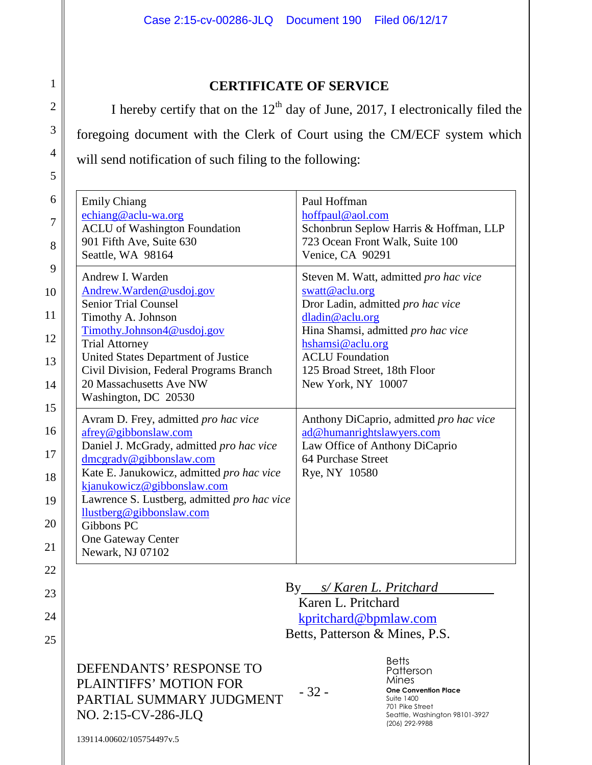## CERTIFICATE OF SERVICE

I hereby certify that on the 12th day of June, 2017, I electronically filed the foregoing document with the Clerk of Court using the CM/ECF system which will send notification of such filing to the following:

| | |
|---|---|
| Emily Chiang<br>echiang@aclu-wa.org<br>ACLU of Washington Foundation<br>901 Fifth Ave, Suite 630<br>Seattle, WA 98164 | Paul Hoffman<br>hoffpaul@aol.com<br>Schonbrun Seplow Harris & Hoffman, LLP<br>723 Ocean Front Walk, Suite 100<br>Venice, CA 90291 |
| Andrew I. Warden<br>Andrew.Warden@usdoj.gov<br>Senior Trial Counsel<br>Timothy A. Johnson<br>Timothy.Johnson4@usdoj.gov<br>Trial Attorney<br>United States Department of Justice<br>Civil Division, Federal Programs Branch<br>20 Massachusetts Ave NW<br>Washington, DC 20530 | Steven M. Watt, admitted *pro hac vice*<br>swatt@aclu.org<br>Dror Ladin, admitted *pro hac vice*<br>dladin@aclu.org<br>Hina Shamsi, admitted *pro hac vice*<br>hshamsi@aclu.org<br>ACLU Foundation<br>125 Broad Street, 18th Floor<br>New York, NY 10007 |
| Avram D. Frey, admitted *pro hac vice*<br>afrey@gibbonslaw.com<br>Daniel J. McGrady, admitted *pro hac vice*<br>dmcgrady@gibbonslaw.com<br>Kate E. Janukowicz, admitted *pro hac vice*<br>kjanukowicz@gibbonslaw.com<br>Lawrence S. Lustberg, admitted *pro hac vice*<br>llustberg@gibbonslaw.com<br>Gibbons PC<br>One Gateway Center<br>Newark, NJ 07102 | Anthony DiCaprio, admitted *pro hac vice*<br>ad@humanrightslawyers.com<br>Law Office of Anthony DiCaprio<br>64 Purchase Street<br>Rye, NY 10580 |

By *s/ Karen L. Pritchard*
Karen L. Pritchard
kpritchard@bpmlaw.com
Betts, Patterson & Mines, P.S.

DEFENDANTS' RESPONSE TO PLAINTIFFS' MOTION FOR PARTIAL SUMMARY JUDGMENT
NO. 2:15-CV-286-JLQ

Betts Patterson Mines
**One Convention Place**
Suite 1400
701 Pike Street
Seattle, Washington 98101-3927
(206) 292-9988

139114.00602/105754497v.5